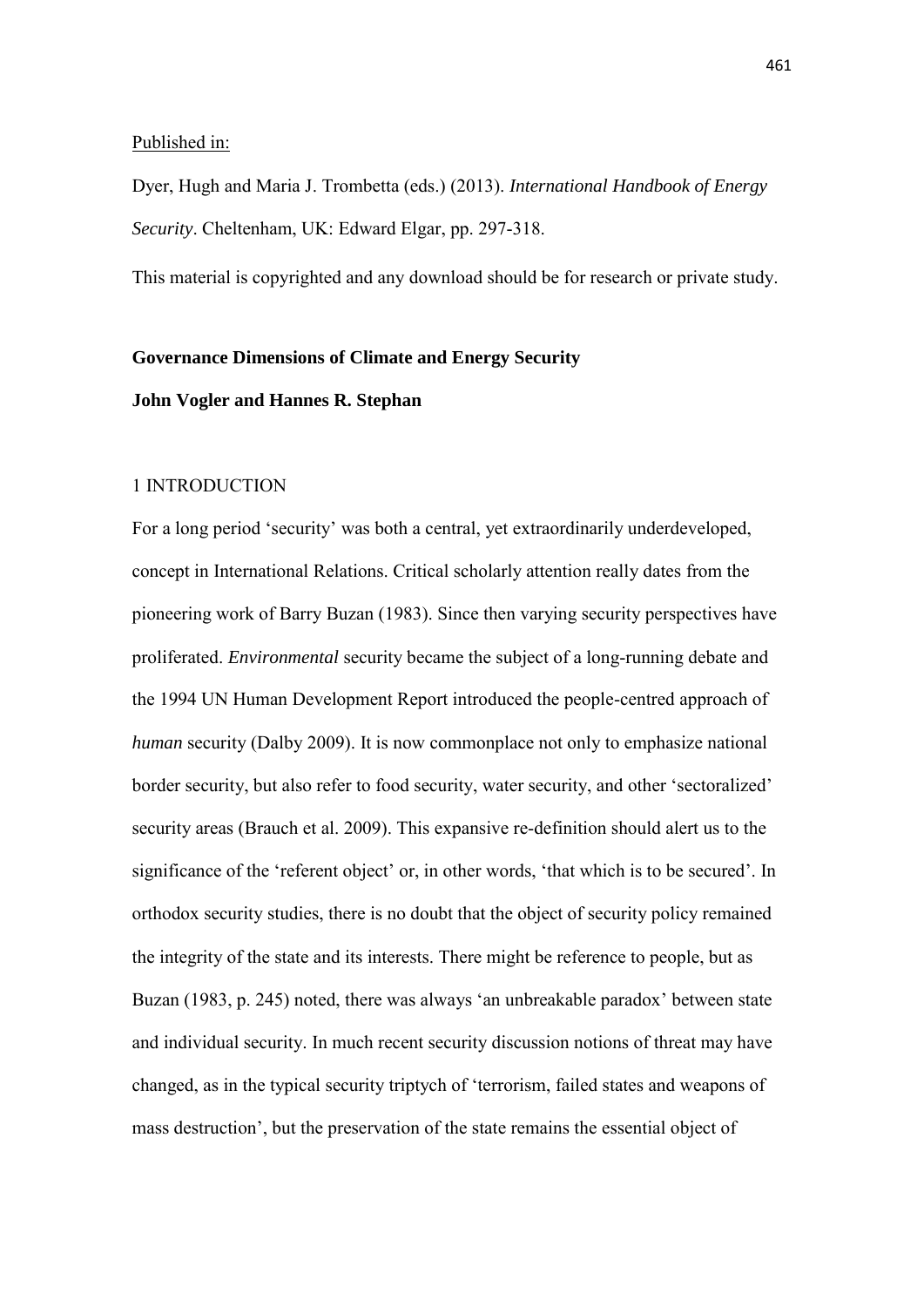Published in:

Dyer, Hugh and Maria J. Trombetta (eds.) (2013). *International Handbook of Energy Security*. Cheltenham, UK: Edward Elgar, pp. 297-318.

This material is copyrighted and any download should be for research or private study.

# Governance Dimensions of Climate and Energy Security

**John Vogler and Hannes R. Stephan**

## 1 INTRODUCTION

For a long period 'security' was both a central, yet extraordinarily underdeveloped, concept in International Relations. Critical scholarly attention really dates from the pioneering work of Barry Buzan (1983). Since then varying security perspectives have proliferated. *Environmental* security became the subject of a long-running debate and the 1994 UN Human Development Report introduced the people-centred approach of *human* security (Dalby 2009). It is now commonplace not only to emphasize national border security, but also refer to food security, water security, and other 'sectoralized' security areas (Brauch et al. 2009). This expansive re-definition should alert us to the significance of the 'referent object' or, in other words, 'that which is to be secured'. In orthodox security studies, there is no doubt that the object of security policy remained the integrity of the state and its interests. There might be reference to people, but as Buzan (1983, p. 245) noted, there was always 'an unbreakable paradox' between state and individual security. In much recent security discussion notions of threat may have changed, as in the typical security triptych of 'terrorism, failed states and weapons of mass destruction', but the preservation of the state remains the essential object of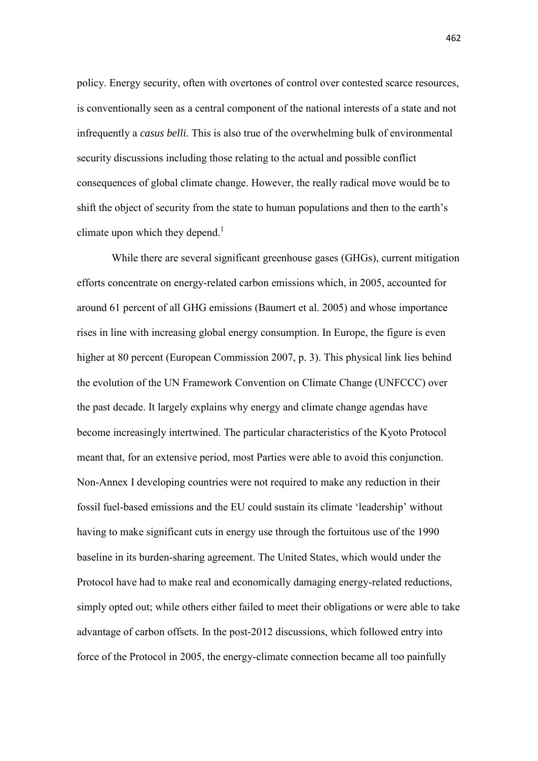policy. Energy security, often with overtones of control over contested scarce resources, is conventionally seen as a central component of the national interests of a state and not infrequently a *casus belli.* This is also true of the overwhelming bulk of environmental security discussions including those relating to the actual and possible conflict consequences of global climate change. However, the really radical move would be to shift the object of security from the state to human populations and then to the earth's climate upon which they depend.[1]

While there are several significant greenhouse gases (GHGs), current mitigation efforts concentrate on energy-related carbon emissions which, in 2005, accounted for around 61 percent of all GHG emissions (Baumert et al. 2005) and whose importance rises in line with increasing global energy consumption. In Europe, the figure is even higher at 80 percent (European Commission 2007, p. 3). This physical link lies behind the evolution of the UN Framework Convention on Climate Change (UNFCCC) over the past decade. It largely explains why energy and climate change agendas have become increasingly intertwined. The particular characteristics of the Kyoto Protocol meant that, for an extensive period, most Parties were able to avoid this conjunction. Non-Annex I developing countries were not required to make any reduction in their fossil fuel-based emissions and the EU could sustain its climate 'leadership' without having to make significant cuts in energy use through the fortuitous use of the 1990 baseline in its burden-sharing agreement. The United States, which would under the Protocol have had to make real and economically damaging energy-related reductions, simply opted out; while others either failed to meet their obligations or were able to take advantage of carbon offsets. In the post-2012 discussions, which followed entry into force of the Protocol in 2005, the energy-climate connection became all too painfully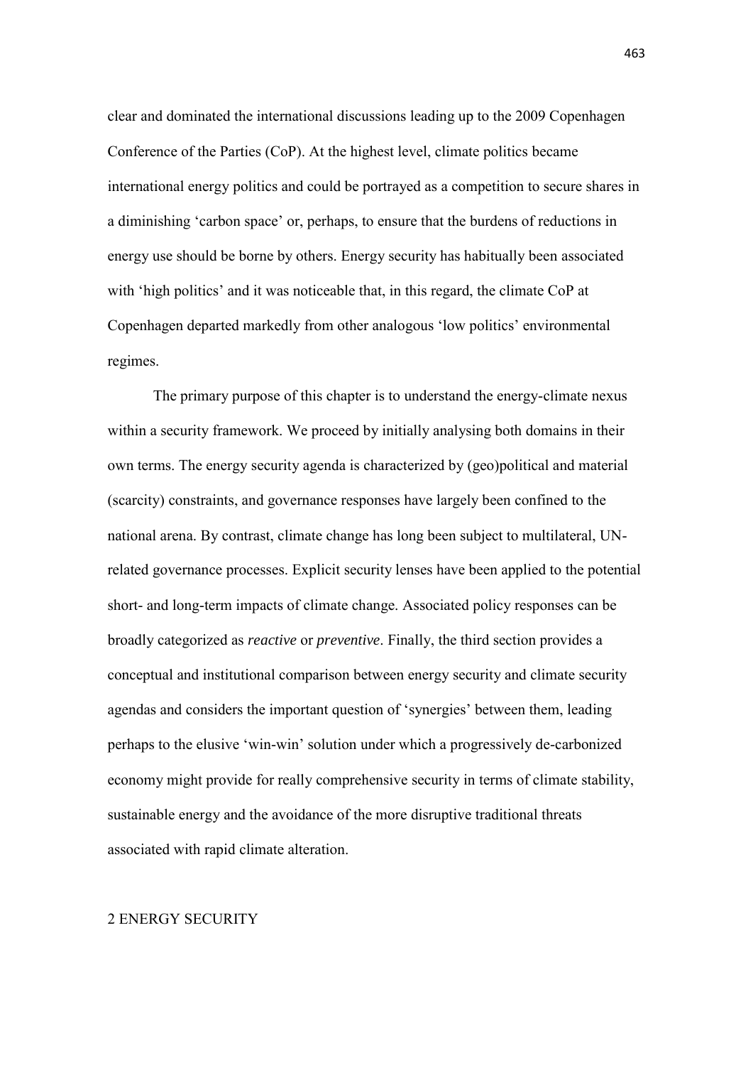clear and dominated the international discussions leading up to the 2009 Copenhagen Conference of the Parties (CoP). At the highest level, climate politics became international energy politics and could be portrayed as a competition to secure shares in a diminishing 'carbon space' or, perhaps, to ensure that the burdens of reductions in energy use should be borne by others. Energy security has habitually been associated with 'high politics' and it was noticeable that, in this regard, the climate CoP at Copenhagen departed markedly from other analogous 'low politics' environmental regimes.

The primary purpose of this chapter is to understand the energy-climate nexus within a security framework. We proceed by initially analysing both domains in their own terms. The energy security agenda is characterized by (geo)political and material (scarcity) constraints, and governance responses have largely been confined to the national arena. By contrast, climate change has long been subject to multilateral, UN-related governance processes. Explicit security lenses have been applied to the potential short- and long-term impacts of climate change. Associated policy responses can be broadly categorized as *reactive* or *preventive*. Finally, the third section provides a conceptual and institutional comparison between energy security and climate security agendas and considers the important question of 'synergies' between them, leading perhaps to the elusive 'win-win' solution under which a progressively de-carbonized economy might provide for really comprehensive security in terms of climate stability, sustainable energy and the avoidance of the more disruptive traditional threats associated with rapid climate alteration.

## 2 ENERGY SECURITY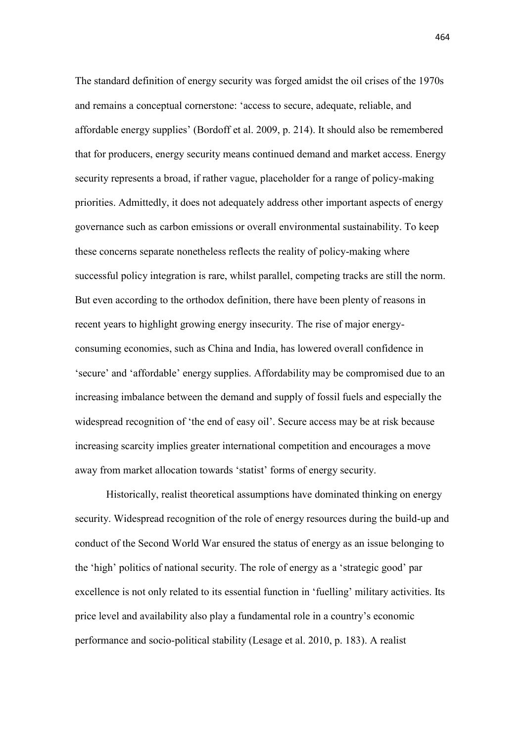The standard definition of energy security was forged amidst the oil crises of the 1970s and remains a conceptual cornerstone: 'access to secure, adequate, reliable, and affordable energy supplies' (Bordoff et al. 2009, p. 214). It should also be remembered that for producers, energy security means continued demand and market access. Energy security represents a broad, if rather vague, placeholder for a range of policy-making priorities. Admittedly, it does not adequately address other important aspects of energy governance such as carbon emissions or overall environmental sustainability. To keep these concerns separate nonetheless reflects the reality of policy-making where successful policy integration is rare, whilst parallel, competing tracks are still the norm. But even according to the orthodox definition, there have been plenty of reasons in recent years to highlight growing energy insecurity. The rise of major energy-consuming economies, such as China and India, has lowered overall confidence in 'secure' and 'affordable' energy supplies. Affordability may be compromised due to an increasing imbalance between the demand and supply of fossil fuels and especially the widespread recognition of 'the end of easy oil'. Secure access may be at risk because increasing scarcity implies greater international competition and encourages a move away from market allocation towards 'statist' forms of energy security.

Historically, realist theoretical assumptions have dominated thinking on energy security. Widespread recognition of the role of energy resources during the build-up and conduct of the Second World War ensured the status of energy as an issue belonging to the 'high' politics of national security. The role of energy as a 'strategic good' par excellence is not only related to its essential function in 'fuelling' military activities. Its price level and availability also play a fundamental role in a country's economic performance and socio-political stability (Lesage et al. 2010, p. 183). A realist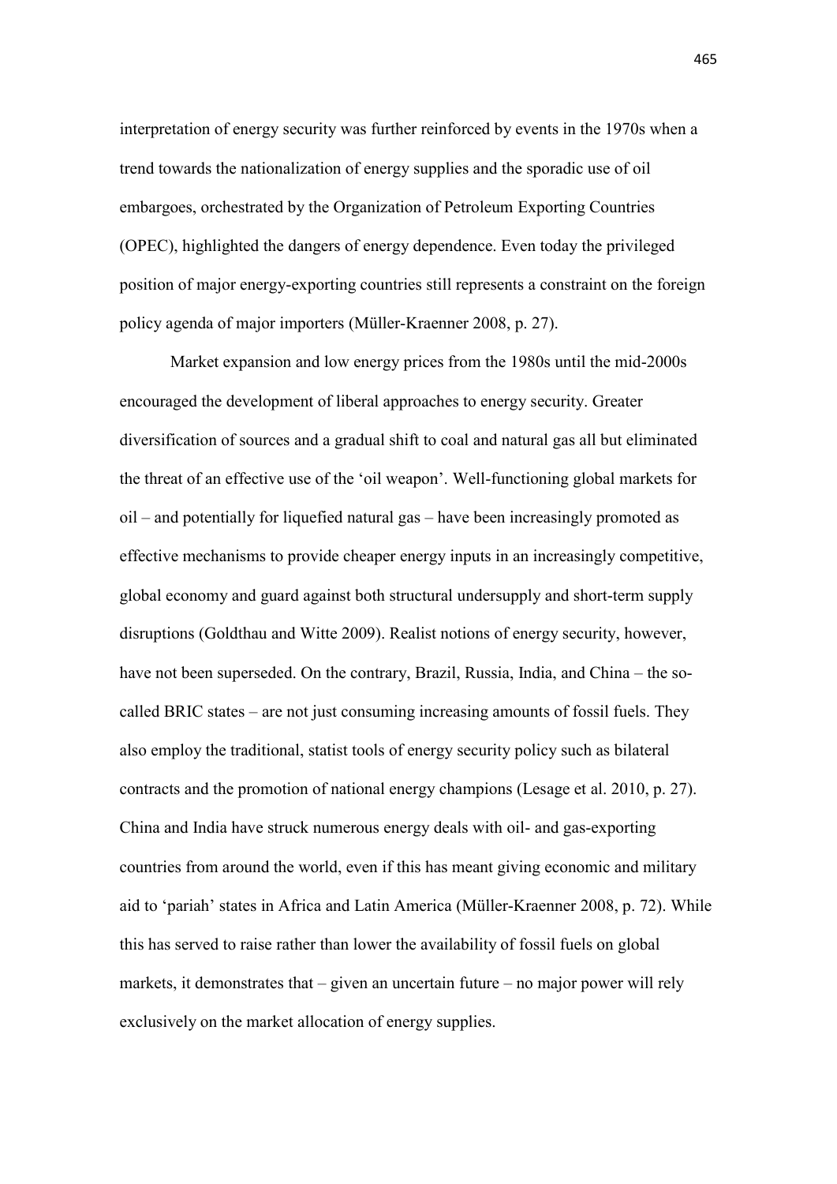interpretation of energy security was further reinforced by events in the 1970s when a trend towards the nationalization of energy supplies and the sporadic use of oil embargoes, orchestrated by the Organization of Petroleum Exporting Countries (OPEC), highlighted the dangers of energy dependence. Even today the privileged position of major energy-exporting countries still represents a constraint on the foreign policy agenda of major importers (Müller-Kraenner 2008, p. 27).

Market expansion and low energy prices from the 1980s until the mid-2000s encouraged the development of liberal approaches to energy security. Greater diversification of sources and a gradual shift to coal and natural gas all but eliminated the threat of an effective use of the 'oil weapon'. Well-functioning global markets for oil – and potentially for liquefied natural gas – have been increasingly promoted as effective mechanisms to provide cheaper energy inputs in an increasingly competitive, global economy and guard against both structural undersupply and short-term supply disruptions (Goldthau and Witte 2009). Realist notions of energy security, however, have not been superseded. On the contrary, Brazil, Russia, India, and China – the so-called BRIC states – are not just consuming increasing amounts of fossil fuels. They also employ the traditional, statist tools of energy security policy such as bilateral contracts and the promotion of national energy champions (Lesage et al. 2010, p. 27). China and India have struck numerous energy deals with oil- and gas-exporting countries from around the world, even if this has meant giving economic and military aid to 'pariah' states in Africa and Latin America (Müller-Kraenner 2008, p. 72). While this has served to raise rather than lower the availability of fossil fuels on global markets, it demonstrates that – given an uncertain future – no major power will rely exclusively on the market allocation of energy supplies.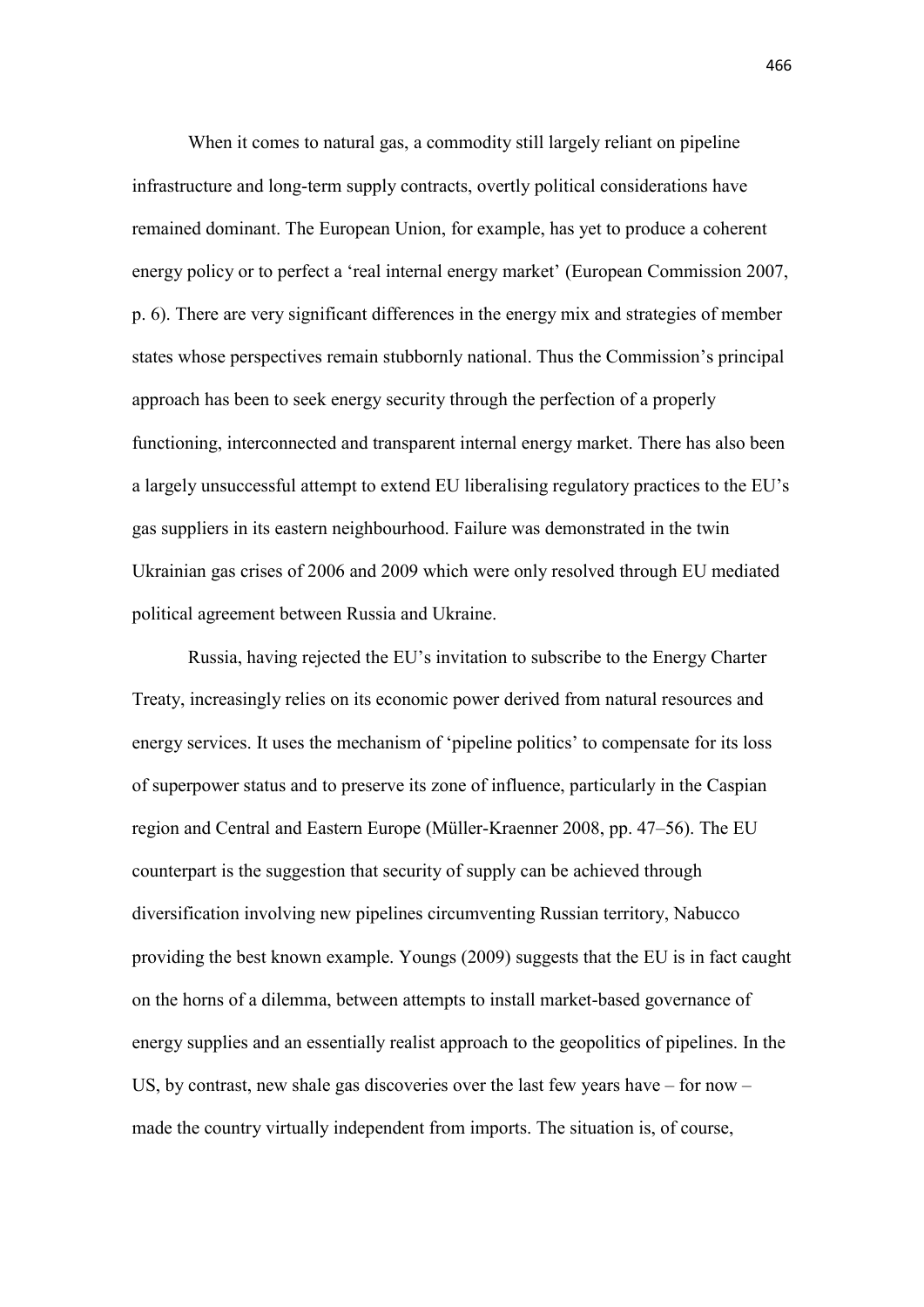When it comes to natural gas, a commodity still largely reliant on pipeline infrastructure and long-term supply contracts, overtly political considerations have remained dominant. The European Union, for example, has yet to produce a coherent energy policy or to perfect a 'real internal energy market' (European Commission 2007, p. 6). There are very significant differences in the energy mix and strategies of member states whose perspectives remain stubbornly national. Thus the Commission's principal approach has been to seek energy security through the perfection of a properly functioning, interconnected and transparent internal energy market. There has also been a largely unsuccessful attempt to extend EU liberalising regulatory practices to the EU's gas suppliers in its eastern neighbourhood. Failure was demonstrated in the twin Ukrainian gas crises of 2006 and 2009 which were only resolved through EU mediated political agreement between Russia and Ukraine.

Russia, having rejected the EU's invitation to subscribe to the Energy Charter Treaty, increasingly relies on its economic power derived from natural resources and energy services. It uses the mechanism of 'pipeline politics' to compensate for its loss of superpower status and to preserve its zone of influence, particularly in the Caspian region and Central and Eastern Europe (Müller-Kraenner 2008, pp. 47–56). The EU counterpart is the suggestion that security of supply can be achieved through diversification involving new pipelines circumventing Russian territory, Nabucco providing the best known example. Youngs (2009) suggests that the EU is in fact caught on the horns of a dilemma, between attempts to install market-based governance of energy supplies and an essentially realist approach to the geopolitics of pipelines. In the US, by contrast, new shale gas discoveries over the last few years have – for now – made the country virtually independent from imports. The situation is, of course,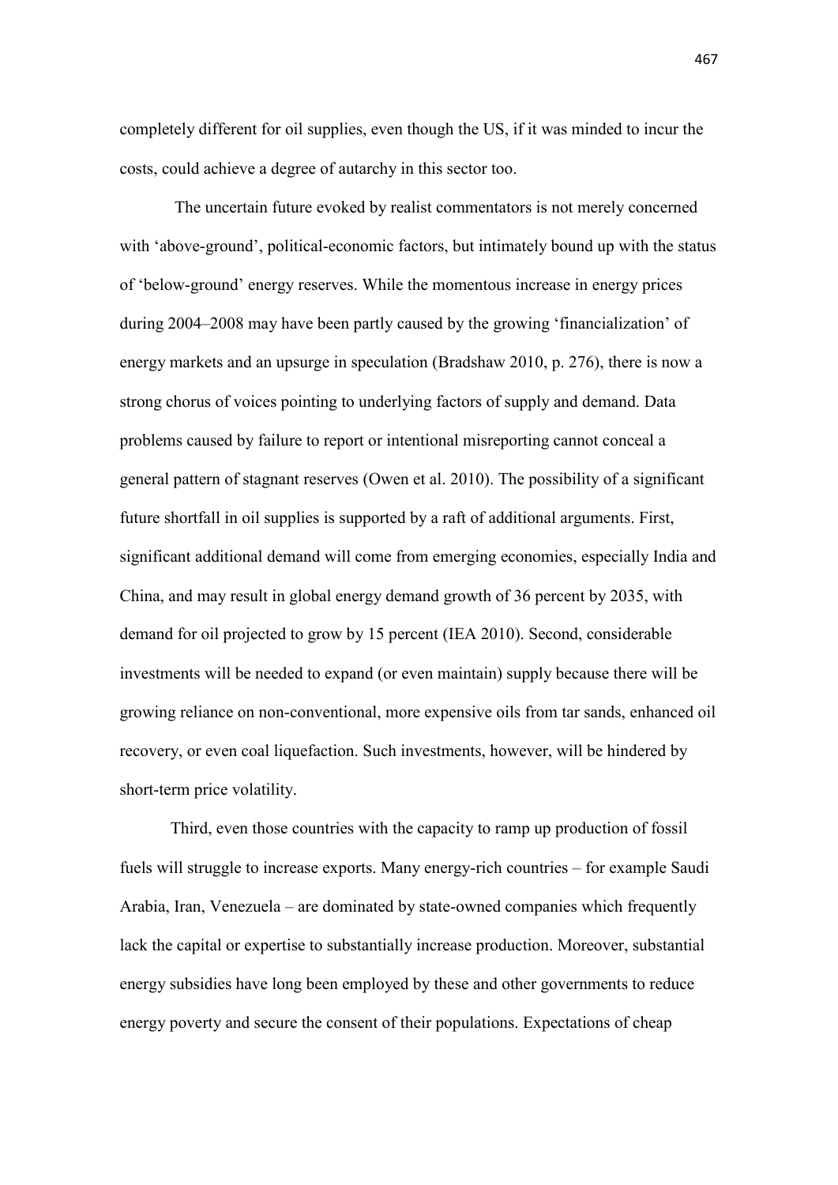completely different for oil supplies, even though the US, if it was minded to incur the costs, could achieve a degree of autarchy in this sector too.

The uncertain future evoked by realist commentators is not merely concerned with 'above-ground', political-economic factors, but intimately bound up with the status of 'below-ground' energy reserves. While the momentous increase in energy prices during 2004–2008 may have been partly caused by the growing 'financialization' of energy markets and an upsurge in speculation (Bradshaw 2010, p. 276), there is now a strong chorus of voices pointing to underlying factors of supply and demand. Data problems caused by failure to report or intentional misreporting cannot conceal a general pattern of stagnant reserves (Owen et al. 2010). The possibility of a significant future shortfall in oil supplies is supported by a raft of additional arguments. First, significant additional demand will come from emerging economies, especially India and China, and may result in global energy demand growth of 36 percent by 2035, with demand for oil projected to grow by 15 percent (IEA 2010). Second, considerable investments will be needed to expand (or even maintain) supply because there will be growing reliance on non-conventional, more expensive oils from tar sands, enhanced oil recovery, or even coal liquefaction. Such investments, however, will be hindered by short-term price volatility.

Third, even those countries with the capacity to ramp up production of fossil fuels will struggle to increase exports. Many energy-rich countries – for example Saudi Arabia, Iran, Venezuela – are dominated by state-owned companies which frequently lack the capital or expertise to substantially increase production. Moreover, substantial energy subsidies have long been employed by these and other governments to reduce energy poverty and secure the consent of their populations. Expectations of cheap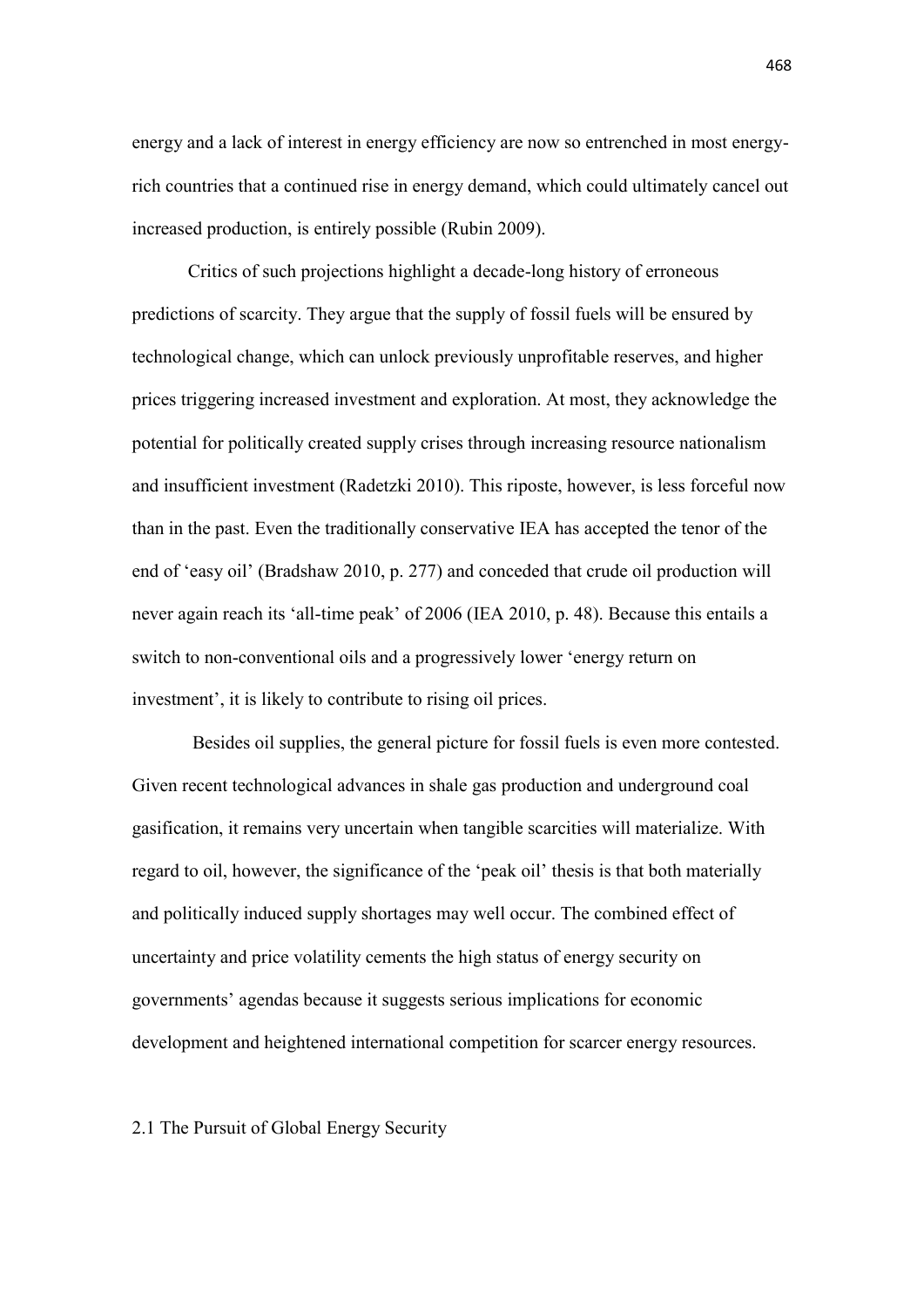energy and a lack of interest in energy efficiency are now so entrenched in most energy-rich countries that a continued rise in energy demand, which could ultimately cancel out increased production, is entirely possible (Rubin 2009).

Critics of such projections highlight a decade-long history of erroneous predictions of scarcity. They argue that the supply of fossil fuels will be ensured by technological change, which can unlock previously unprofitable reserves, and higher prices triggering increased investment and exploration. At most, they acknowledge the potential for politically created supply crises through increasing resource nationalism and insufficient investment (Radetzki 2010). This riposte, however, is less forceful now than in the past. Even the traditionally conservative IEA has accepted the tenor of the end of 'easy oil' (Bradshaw 2010, p. 277) and conceded that crude oil production will never again reach its 'all-time peak' of 2006 (IEA 2010, p. 48). Because this entails a switch to non-conventional oils and a progressively lower 'energy return on investment', it is likely to contribute to rising oil prices.

Besides oil supplies, the general picture for fossil fuels is even more contested. Given recent technological advances in shale gas production and underground coal gasification, it remains very uncertain when tangible scarcities will materialize. With regard to oil, however, the significance of the 'peak oil' thesis is that both materially and politically induced supply shortages may well occur. The combined effect of uncertainty and price volatility cements the high status of energy security on governments' agendas because it suggests serious implications for economic development and heightened international competition for scarcer energy resources.

## 2.1 The Pursuit of Global Energy Security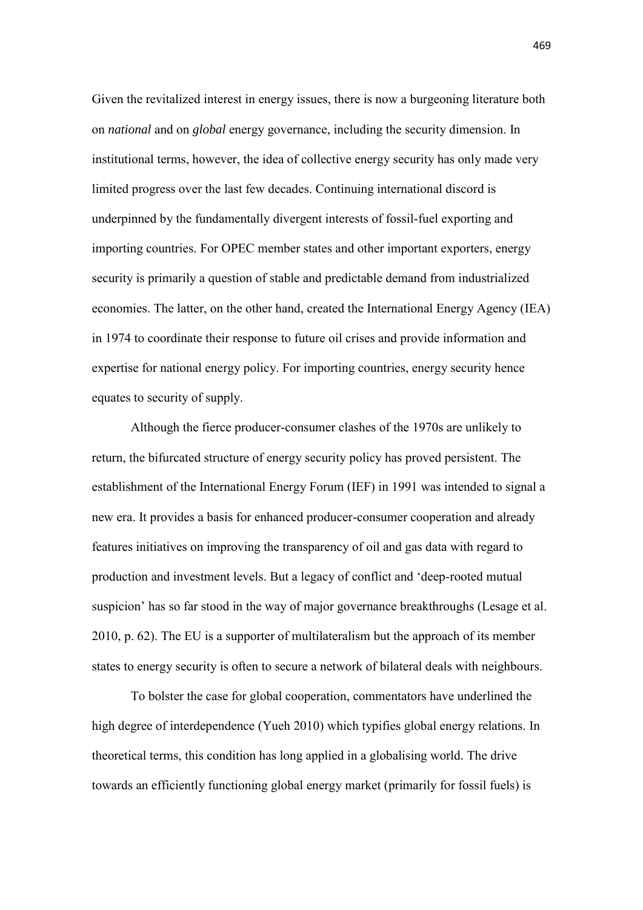Given the revitalized interest in energy issues, there is now a burgeoning literature both on *national* and on *global* energy governance, including the security dimension. In institutional terms, however, the idea of collective energy security has only made very limited progress over the last few decades. Continuing international discord is underpinned by the fundamentally divergent interests of fossil-fuel exporting and importing countries. For OPEC member states and other important exporters, energy security is primarily a question of stable and predictable demand from industrialized economies. The latter, on the other hand, created the International Energy Agency (IEA) in 1974 to coordinate their response to future oil crises and provide information and expertise for national energy policy. For importing countries, energy security hence equates to security of supply.

Although the fierce producer-consumer clashes of the 1970s are unlikely to return, the bifurcated structure of energy security policy has proved persistent. The establishment of the International Energy Forum (IEF) in 1991 was intended to signal a new era. It provides a basis for enhanced producer-consumer cooperation and already features initiatives on improving the transparency of oil and gas data with regard to production and investment levels. But a legacy of conflict and 'deep-rooted mutual suspicion' has so far stood in the way of major governance breakthroughs (Lesage et al. 2010, p. 62). The EU is a supporter of multilateralism but the approach of its member states to energy security is often to secure a network of bilateral deals with neighbours.

To bolster the case for global cooperation, commentators have underlined the high degree of interdependence (Yueh 2010) which typifies global energy relations. In theoretical terms, this condition has long applied in a globalising world. The drive towards an efficiently functioning global energy market (primarily for fossil fuels) is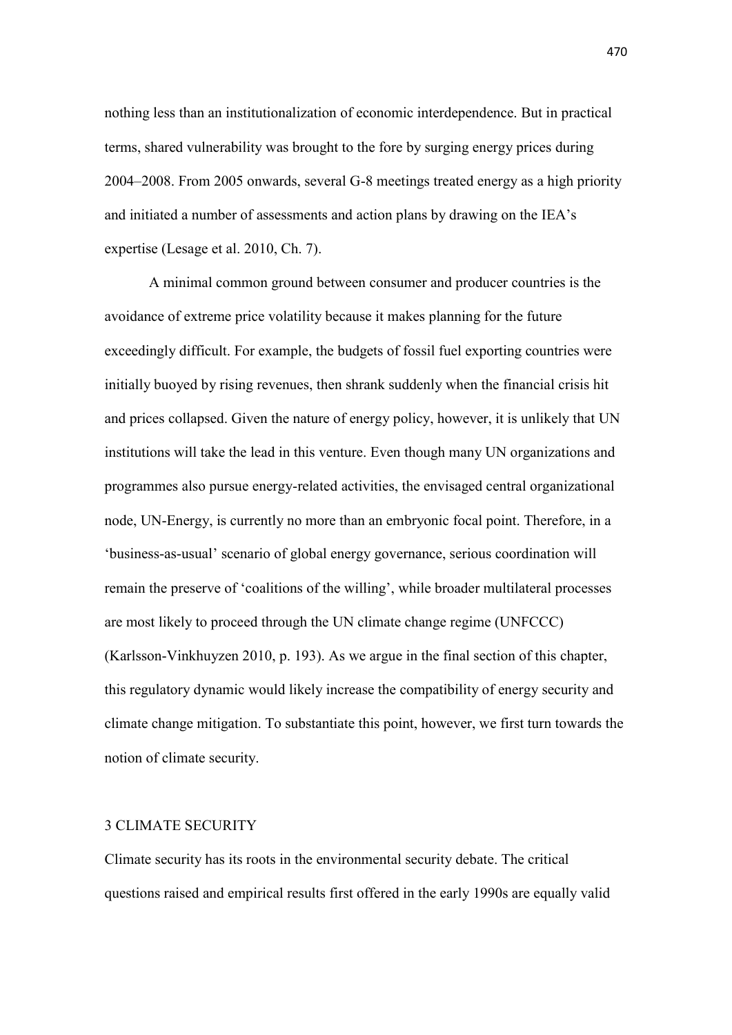nothing less than an institutionalization of economic interdependence. But in practical terms, shared vulnerability was brought to the fore by surging energy prices during 2004–2008. From 2005 onwards, several G-8 meetings treated energy as a high priority and initiated a number of assessments and action plans by drawing on the IEA's expertise (Lesage et al. 2010, Ch. 7).

A minimal common ground between consumer and producer countries is the avoidance of extreme price volatility because it makes planning for the future exceedingly difficult. For example, the budgets of fossil fuel exporting countries were initially buoyed by rising revenues, then shrank suddenly when the financial crisis hit and prices collapsed. Given the nature of energy policy, however, it is unlikely that UN institutions will take the lead in this venture. Even though many UN organizations and programmes also pursue energy-related activities, the envisaged central organizational node, UN-Energy, is currently no more than an embryonic focal point. Therefore, in a 'business-as-usual' scenario of global energy governance, serious coordination will remain the preserve of 'coalitions of the willing', while broader multilateral processes are most likely to proceed through the UN climate change regime (UNFCCC) (Karlsson-Vinkhuyzen 2010, p. 193). As we argue in the final section of this chapter, this regulatory dynamic would likely increase the compatibility of energy security and climate change mitigation. To substantiate this point, however, we first turn towards the notion of climate security.

## 3 CLIMATE SECURITY

Climate security has its roots in the environmental security debate. The critical questions raised and empirical results first offered in the early 1990s are equally valid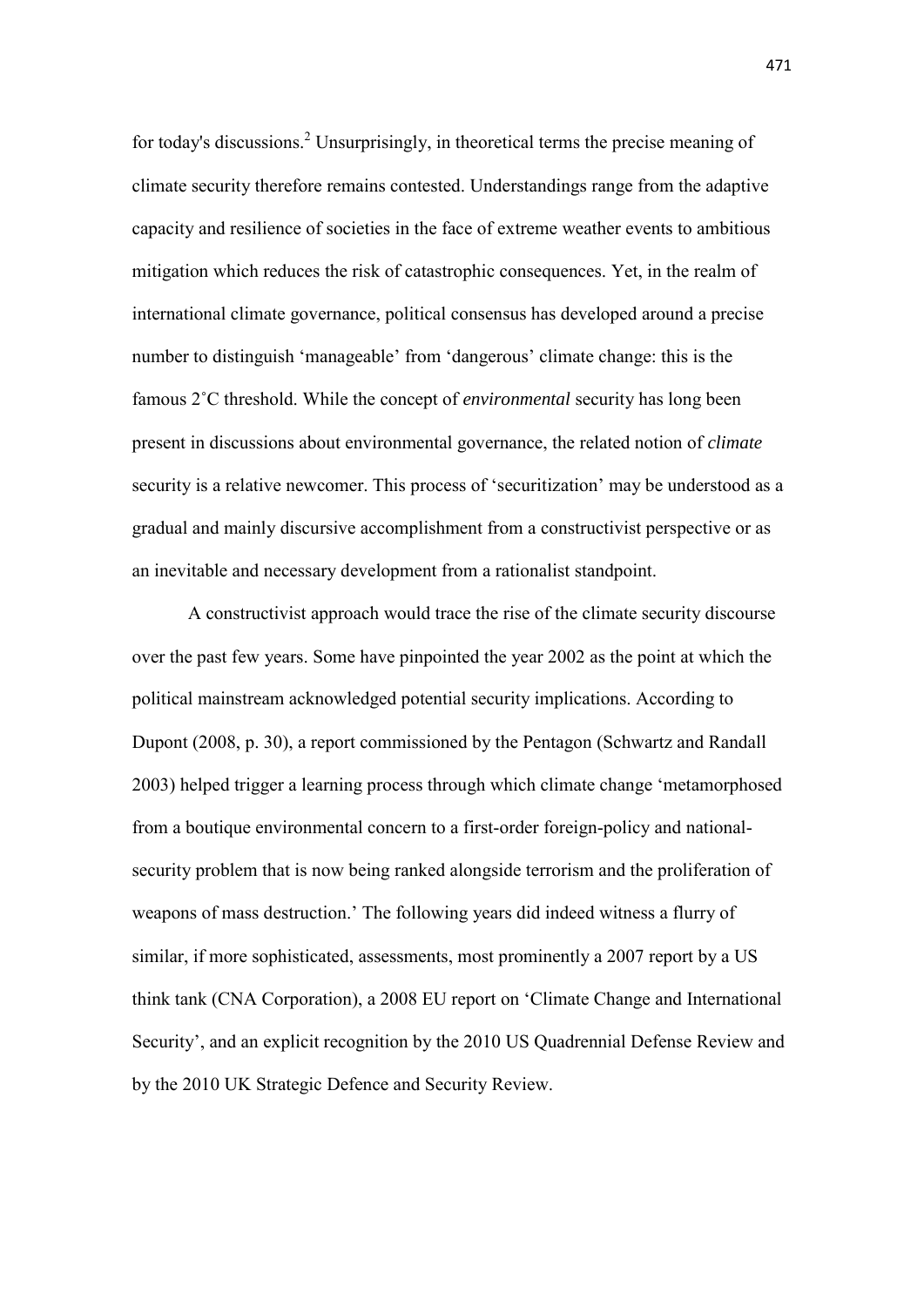for today's discussions.[2] Unsurprisingly, in theoretical terms the precise meaning of climate security therefore remains contested. Understandings range from the adaptive capacity and resilience of societies in the face of extreme weather events to ambitious mitigation which reduces the risk of catastrophic consequences. Yet, in the realm of international climate governance, political consensus has developed around a precise number to distinguish 'manageable' from 'dangerous' climate change: this is the famous 2˚C threshold. While the concept of *environmental* security has long been present in discussions about environmental governance, the related notion of *climate* security is a relative newcomer. This process of 'securitization' may be understood as a gradual and mainly discursive accomplishment from a constructivist perspective or as an inevitable and necessary development from a rationalist standpoint.

A constructivist approach would trace the rise of the climate security discourse over the past few years. Some have pinpointed the year 2002 as the point at which the political mainstream acknowledged potential security implications. According to Dupont (2008, p. 30), a report commissioned by the Pentagon (Schwartz and Randall 2003) helped trigger a learning process through which climate change 'metamorphosed from a boutique environmental concern to a first-order foreign-policy and national-security problem that is now being ranked alongside terrorism and the proliferation of weapons of mass destruction.' The following years did indeed witness a flurry of similar, if more sophisticated, assessments, most prominently a 2007 report by a US think tank (CNA Corporation), a 2008 EU report on 'Climate Change and International Security', and an explicit recognition by the 2010 US Quadrennial Defense Review and by the 2010 UK Strategic Defence and Security Review.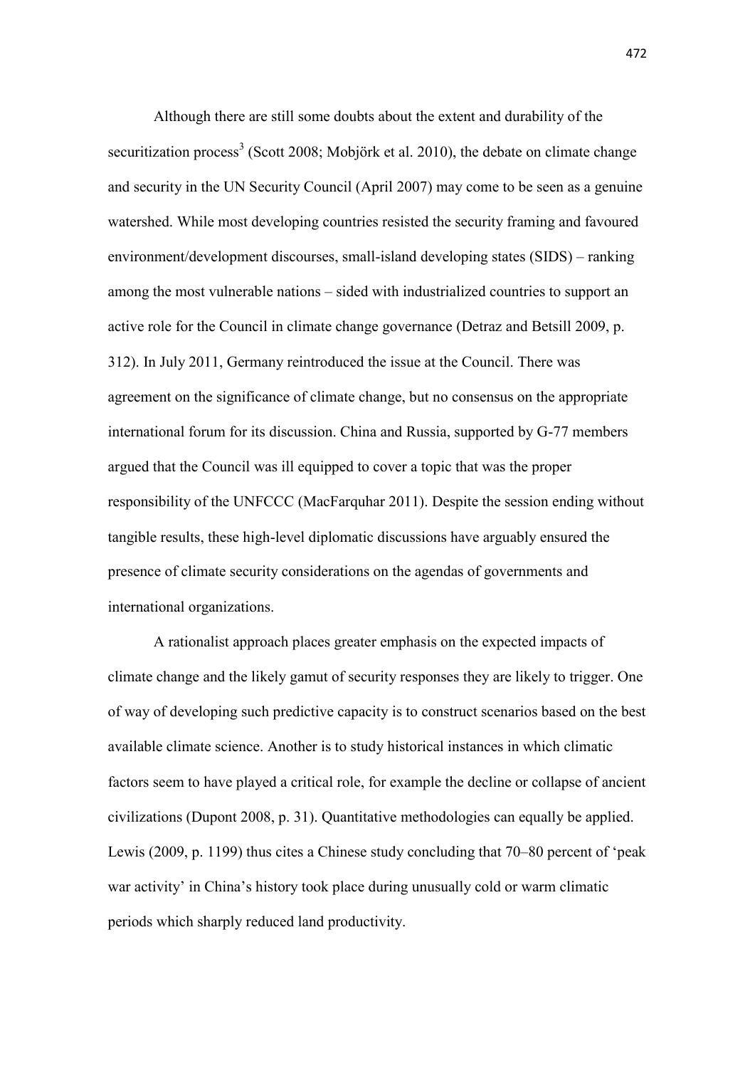Although there are still some doubts about the extent and durability of the securitization process[3] (Scott 2008; Mobjörk et al. 2010), the debate on climate change and security in the UN Security Council (April 2007) may come to be seen as a genuine watershed. While most developing countries resisted the security framing and favoured environment/development discourses, small-island developing states (SIDS) – ranking among the most vulnerable nations – sided with industrialized countries to support an active role for the Council in climate change governance (Detraz and Betsill 2009, p. 312). In July 2011, Germany reintroduced the issue at the Council. There was agreement on the significance of climate change, but no consensus on the appropriate international forum for its discussion. China and Russia, supported by G-77 members argued that the Council was ill equipped to cover a topic that was the proper responsibility of the UNFCCC (MacFarquhar 2011). Despite the session ending without tangible results, these high-level diplomatic discussions have arguably ensured the presence of climate security considerations on the agendas of governments and international organizations.

A rationalist approach places greater emphasis on the expected impacts of climate change and the likely gamut of security responses they are likely to trigger. One of way of developing such predictive capacity is to construct scenarios based on the best available climate science. Another is to study historical instances in which climatic factors seem to have played a critical role, for example the decline or collapse of ancient civilizations (Dupont 2008, p. 31). Quantitative methodologies can equally be applied. Lewis (2009, p. 1199) thus cites a Chinese study concluding that 70–80 percent of 'peak war activity' in China's history took place during unusually cold or warm climatic periods which sharply reduced land productivity.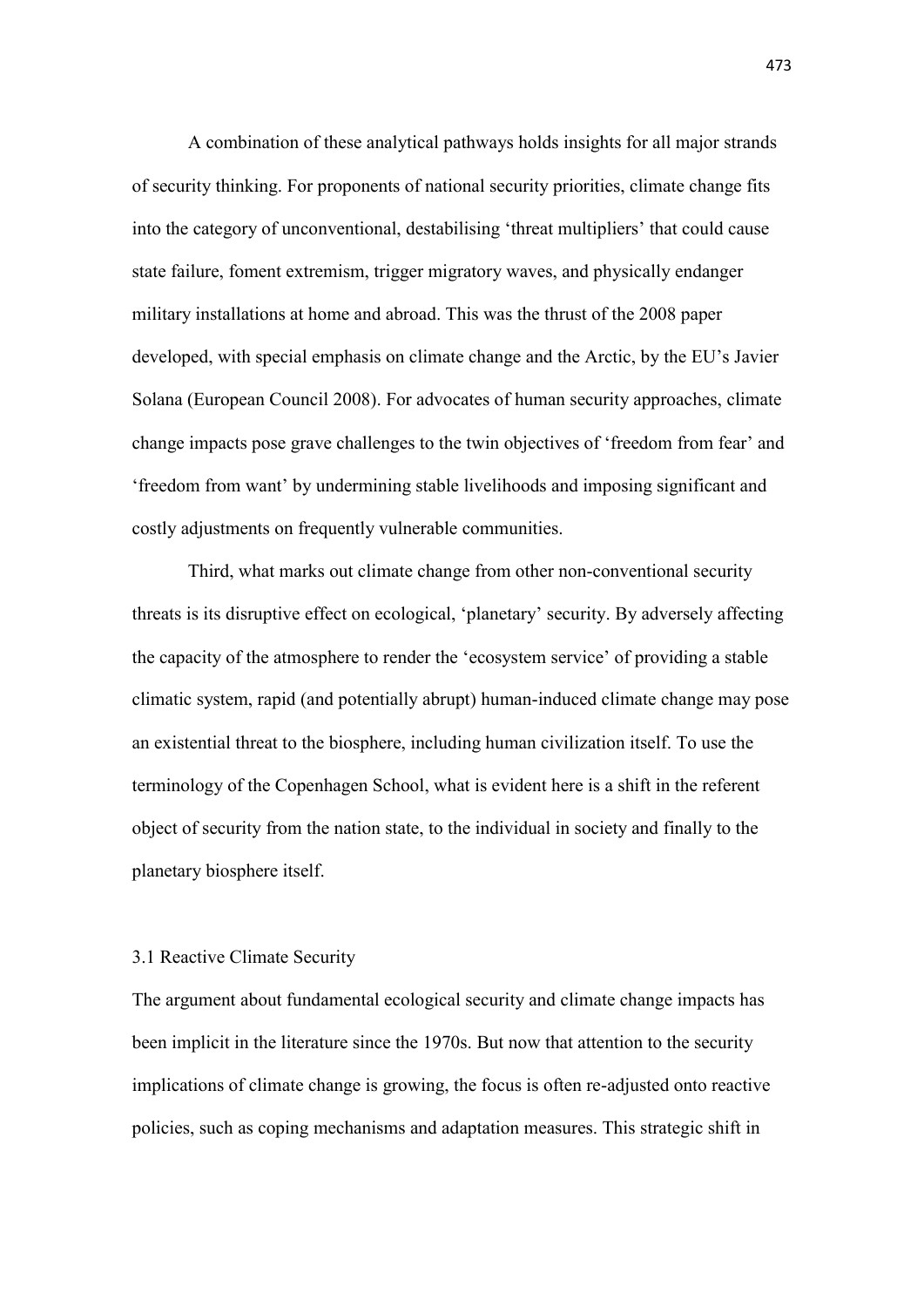A combination of these analytical pathways holds insights for all major strands of security thinking. For proponents of national security priorities, climate change fits into the category of unconventional, destabilising 'threat multipliers' that could cause state failure, foment extremism, trigger migratory waves, and physically endanger military installations at home and abroad. This was the thrust of the 2008 paper developed, with special emphasis on climate change and the Arctic, by the EU's Javier Solana (European Council 2008). For advocates of human security approaches, climate change impacts pose grave challenges to the twin objectives of 'freedom from fear' and 'freedom from want' by undermining stable livelihoods and imposing significant and costly adjustments on frequently vulnerable communities.

Third, what marks out climate change from other non-conventional security threats is its disruptive effect on ecological, 'planetary' security. By adversely affecting the capacity of the atmosphere to render the 'ecosystem service' of providing a stable climatic system, rapid (and potentially abrupt) human-induced climate change may pose an existential threat to the biosphere, including human civilization itself. To use the terminology of the Copenhagen School, what is evident here is a shift in the referent object of security from the nation state, to the individual in society and finally to the planetary biosphere itself.

### 3.1 Reactive Climate Security

The argument about fundamental ecological security and climate change impacts has been implicit in the literature since the 1970s. But now that attention to the security implications of climate change is growing, the focus is often re-adjusted onto reactive policies, such as coping mechanisms and adaptation measures. This strategic shift in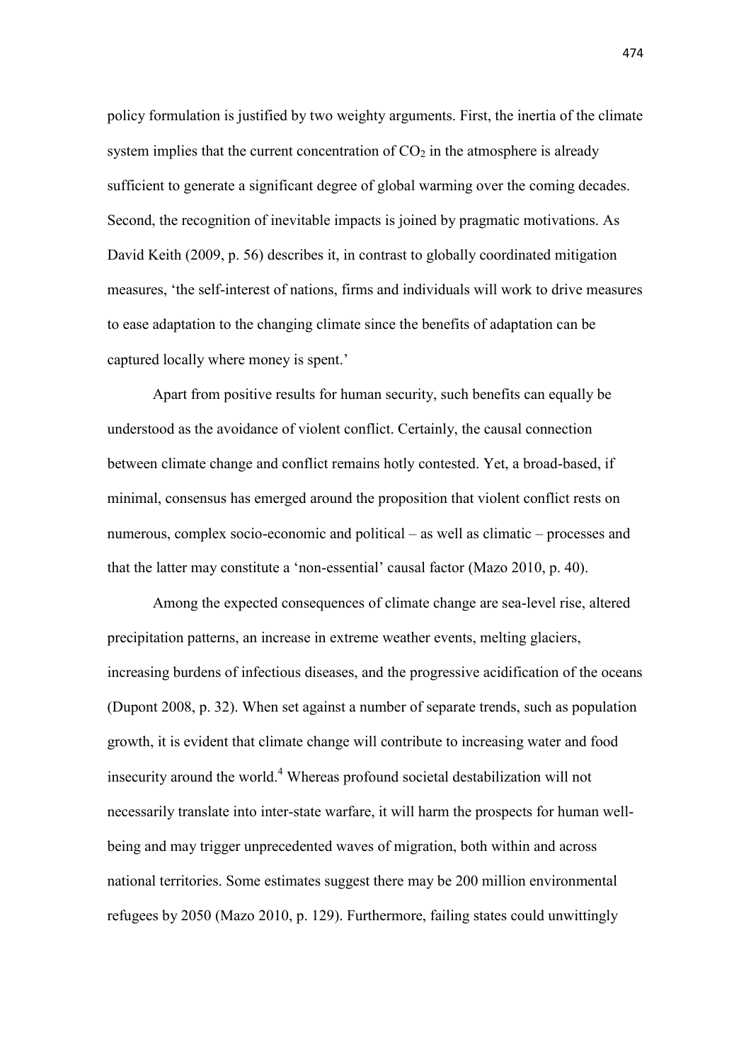policy formulation is justified by two weighty arguments. First, the inertia of the climate system implies that the current concentration of $CO_2$ in the atmosphere is already sufficient to generate a significant degree of global warming over the coming decades. Second, the recognition of inevitable impacts is joined by pragmatic motivations. As David Keith (2009, p. 56) describes it, in contrast to globally coordinated mitigation measures, 'the self-interest of nations, firms and individuals will work to drive measures to ease adaptation to the changing climate since the benefits of adaptation can be captured locally where money is spent.'

Apart from positive results for human security, such benefits can equally be understood as the avoidance of violent conflict. Certainly, the causal connection between climate change and conflict remains hotly contested. Yet, a broad-based, if minimal, consensus has emerged around the proposition that violent conflict rests on numerous, complex socio-economic and political – as well as climatic – processes and that the latter may constitute a 'non-essential' causal factor (Mazo 2010, p. 40).

Among the expected consequences of climate change are sea-level rise, altered precipitation patterns, an increase in extreme weather events, melting glaciers, increasing burdens of infectious diseases, and the progressive acidification of the oceans (Dupont 2008, p. 32). When set against a number of separate trends, such as population growth, it is evident that climate change will contribute to increasing water and food insecurity around the world.[4] Whereas profound societal destabilization will not necessarily translate into inter-state warfare, it will harm the prospects for human well-being and may trigger unprecedented waves of migration, both within and across national territories. Some estimates suggest there may be 200 million environmental refugees by 2050 (Mazo 2010, p. 129). Furthermore, failing states could unwittingly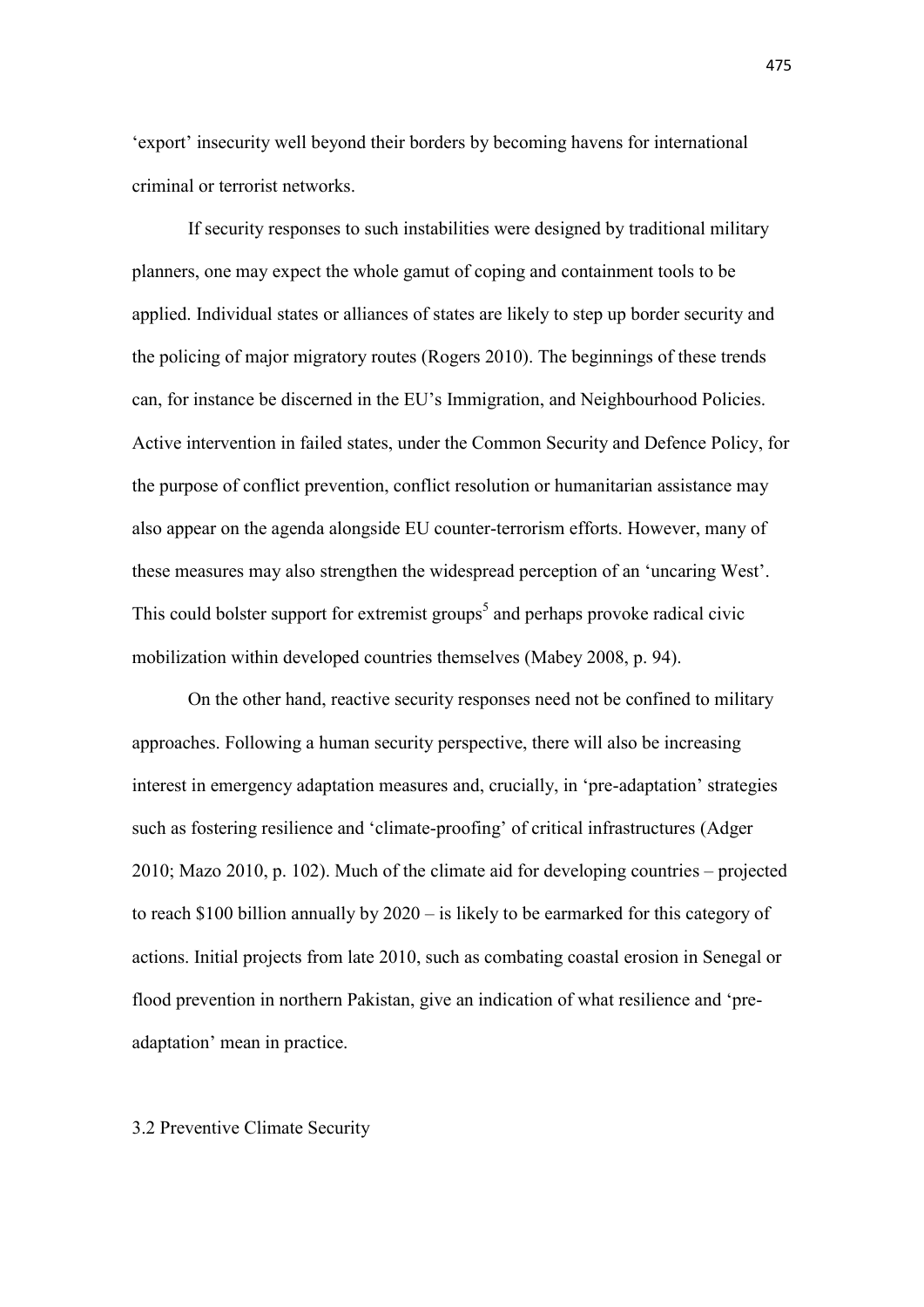'export' insecurity well beyond their borders by becoming havens for international criminal or terrorist networks.

If security responses to such instabilities were designed by traditional military planners, one may expect the whole gamut of coping and containment tools to be applied. Individual states or alliances of states are likely to step up border security and the policing of major migratory routes (Rogers 2010). The beginnings of these trends can, for instance be discerned in the EU's Immigration, and Neighbourhood Policies. Active intervention in failed states, under the Common Security and Defence Policy, for the purpose of conflict prevention, conflict resolution or humanitarian assistance may also appear on the agenda alongside EU counter-terrorism efforts. However, many of these measures may also strengthen the widespread perception of an 'uncaring West'. This could bolster support for extremist groups[5] and perhaps provoke radical civic mobilization within developed countries themselves (Mabey 2008, p. 94).

On the other hand, reactive security responses need not be confined to military approaches. Following a human security perspective, there will also be increasing interest in emergency adaptation measures and, crucially, in 'pre-adaptation' strategies such as fostering resilience and 'climate-proofing' of critical infrastructures (Adger 2010; Mazo 2010, p. 102). Much of the climate aid for developing countries – projected to reach \$100 billion annually by 2020 – is likely to be earmarked for this category of actions. Initial projects from late 2010, such as combating coastal erosion in Senegal or flood prevention in northern Pakistan, give an indication of what resilience and 'pre-adaptation' mean in practice.

### 3.2 Preventive Climate Security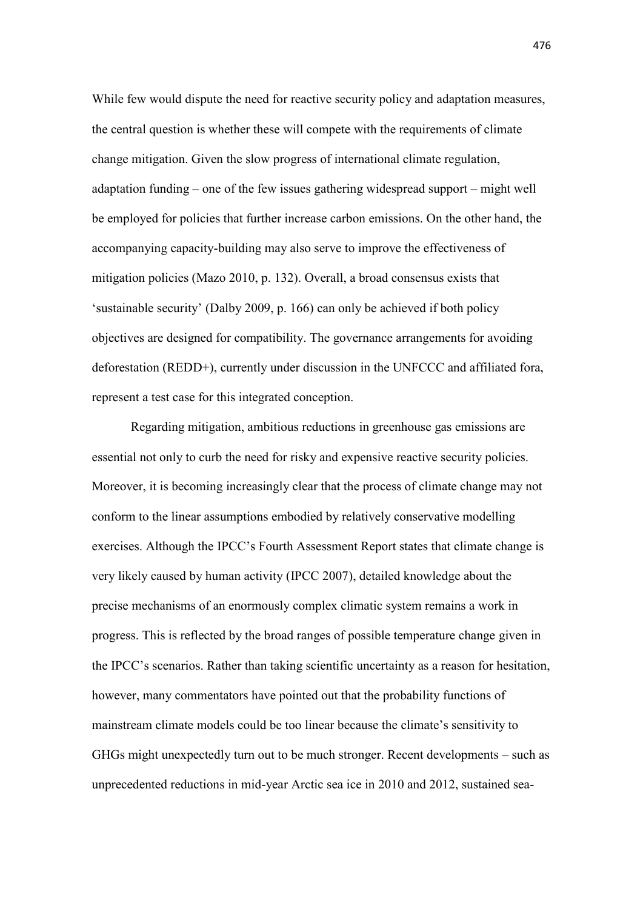While few would dispute the need for reactive security policy and adaptation measures, the central question is whether these will compete with the requirements of climate change mitigation. Given the slow progress of international climate regulation, adaptation funding – one of the few issues gathering widespread support – might well be employed for policies that further increase carbon emissions. On the other hand, the accompanying capacity-building may also serve to improve the effectiveness of mitigation policies (Mazo 2010, p. 132). Overall, a broad consensus exists that 'sustainable security' (Dalby 2009, p. 166) can only be achieved if both policy objectives are designed for compatibility. The governance arrangements for avoiding deforestation (REDD+), currently under discussion in the UNFCCC and affiliated fora, represent a test case for this integrated conception.

Regarding mitigation, ambitious reductions in greenhouse gas emissions are essential not only to curb the need for risky and expensive reactive security policies. Moreover, it is becoming increasingly clear that the process of climate change may not conform to the linear assumptions embodied by relatively conservative modelling exercises. Although the IPCC's Fourth Assessment Report states that climate change is very likely caused by human activity (IPCC 2007), detailed knowledge about the precise mechanisms of an enormously complex climatic system remains a work in progress. This is reflected by the broad ranges of possible temperature change given in the IPCC's scenarios. Rather than taking scientific uncertainty as a reason for hesitation, however, many commentators have pointed out that the probability functions of mainstream climate models could be too linear because the climate's sensitivity to GHGs might unexpectedly turn out to be much stronger. Recent developments – such as unprecedented reductions in mid-year Arctic sea ice in 2010 and 2012, sustained sea-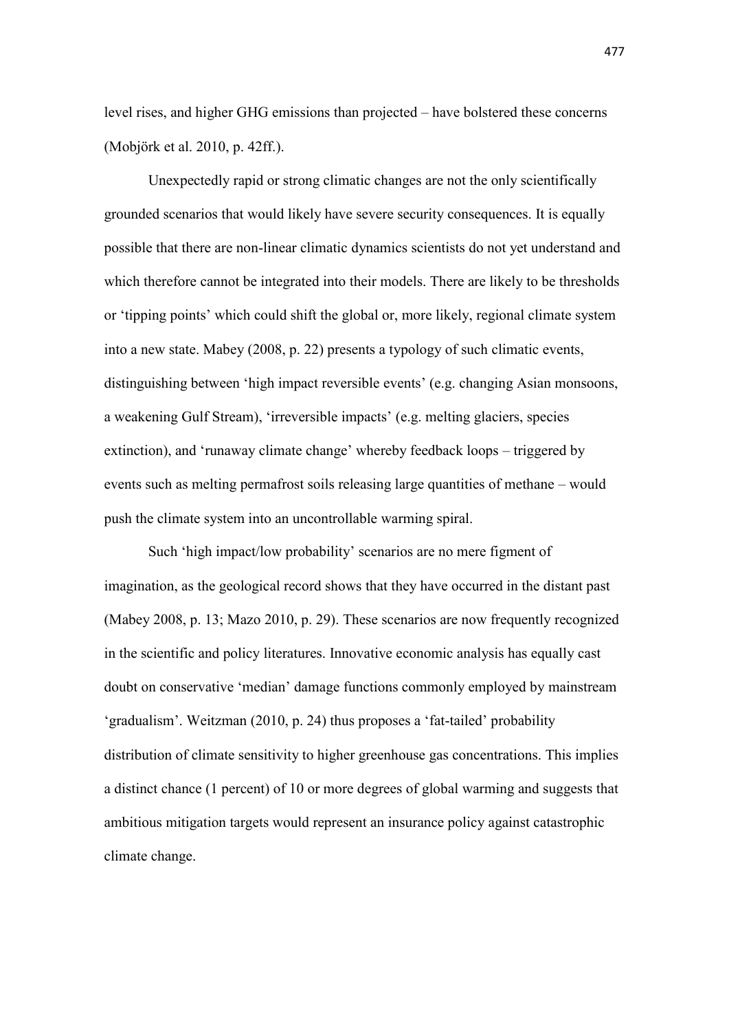level rises, and higher GHG emissions than projected – have bolstered these concerns (Mobjörk et al. 2010, p. 42ff.).

Unexpectedly rapid or strong climatic changes are not the only scientifically grounded scenarios that would likely have severe security consequences. It is equally possible that there are non-linear climatic dynamics scientists do not yet understand and which therefore cannot be integrated into their models. There are likely to be thresholds or 'tipping points' which could shift the global or, more likely, regional climate system into a new state. Mabey (2008, p. 22) presents a typology of such climatic events, distinguishing between 'high impact reversible events' (e.g. changing Asian monsoons, a weakening Gulf Stream), 'irreversible impacts' (e.g. melting glaciers, species extinction), and 'runaway climate change' whereby feedback loops – triggered by events such as melting permafrost soils releasing large quantities of methane – would push the climate system into an uncontrollable warming spiral.

Such 'high impact/low probability' scenarios are no mere figment of imagination, as the geological record shows that they have occurred in the distant past (Mabey 2008, p. 13; Mazo 2010, p. 29). These scenarios are now frequently recognized in the scientific and policy literatures. Innovative economic analysis has equally cast doubt on conservative 'median' damage functions commonly employed by mainstream 'gradualism'. Weitzman (2010, p. 24) thus proposes a 'fat-tailed' probability distribution of climate sensitivity to higher greenhouse gas concentrations. This implies a distinct chance (1 percent) of 10 or more degrees of global warming and suggests that ambitious mitigation targets would represent an insurance policy against catastrophic climate change.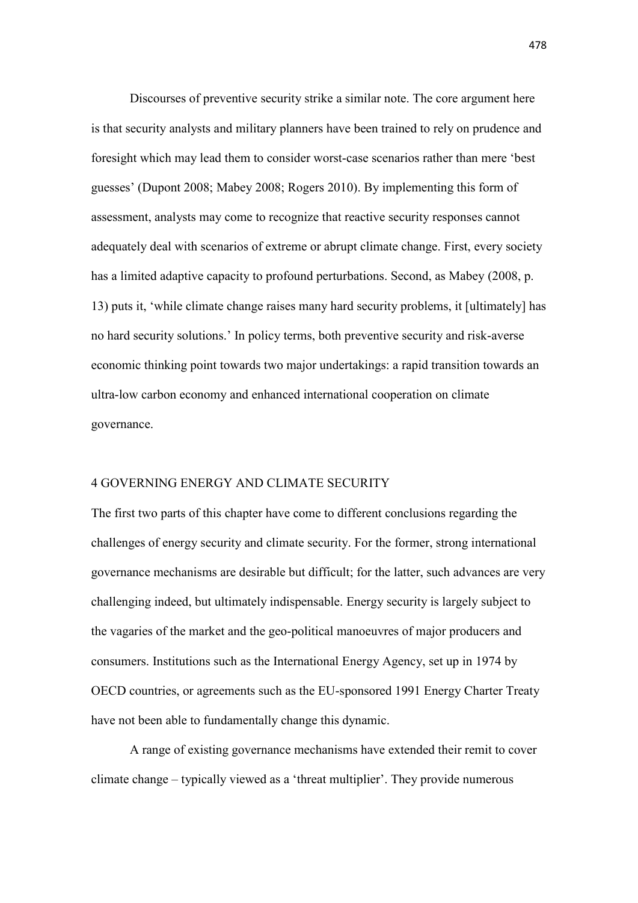Discourses of preventive security strike a similar note. The core argument here is that security analysts and military planners have been trained to rely on prudence and foresight which may lead them to consider worst-case scenarios rather than mere 'best guesses' (Dupont 2008; Mabey 2008; Rogers 2010). By implementing this form of assessment, analysts may come to recognize that reactive security responses cannot adequately deal with scenarios of extreme or abrupt climate change. First, every society has a limited adaptive capacity to profound perturbations. Second, as Mabey (2008, p. 13) puts it, 'while climate change raises many hard security problems, it [ultimately] has no hard security solutions.' In policy terms, both preventive security and risk-averse economic thinking point towards two major undertakings: a rapid transition towards an ultra-low carbon economy and enhanced international cooperation on climate governance.

## 4 GOVERNING ENERGY AND CLIMATE SECURITY

The first two parts of this chapter have come to different conclusions regarding the challenges of energy security and climate security. For the former, strong international governance mechanisms are desirable but difficult; for the latter, such advances are very challenging indeed, but ultimately indispensable. Energy security is largely subject to the vagaries of the market and the geo-political manoeuvres of major producers and consumers. Institutions such as the International Energy Agency, set up in 1974 by OECD countries, or agreements such as the EU-sponsored 1991 Energy Charter Treaty have not been able to fundamentally change this dynamic.

A range of existing governance mechanisms have extended their remit to cover climate change – typically viewed as a 'threat multiplier'. They provide numerous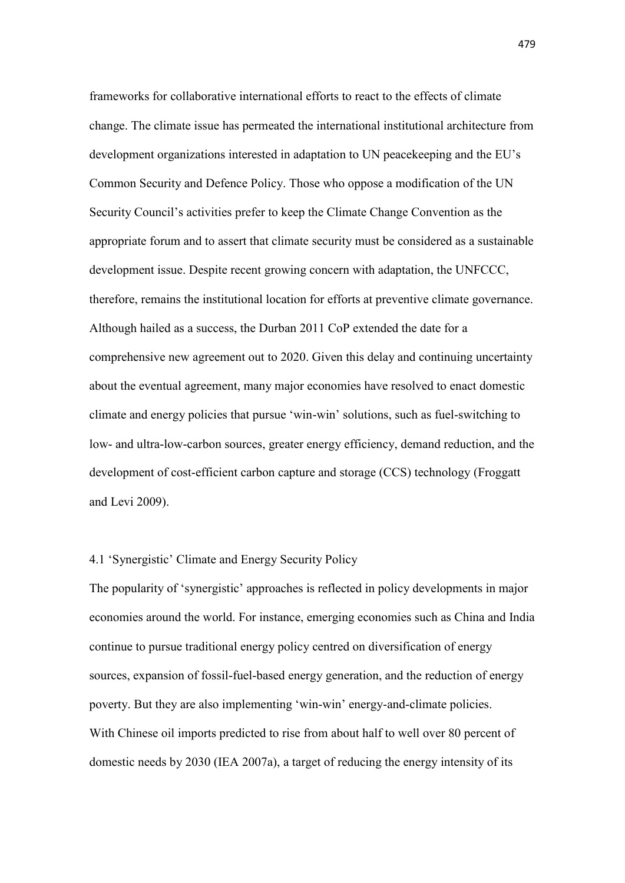frameworks for collaborative international efforts to react to the effects of climate change. The climate issue has permeated the international institutional architecture from development organizations interested in adaptation to UN peacekeeping and the EU's Common Security and Defence Policy. Those who oppose a modification of the UN Security Council's activities prefer to keep the Climate Change Convention as the appropriate forum and to assert that climate security must be considered as a sustainable development issue. Despite recent growing concern with adaptation, the UNFCCC, therefore, remains the institutional location for efforts at preventive climate governance. Although hailed as a success, the Durban 2011 CoP extended the date for a comprehensive new agreement out to 2020. Given this delay and continuing uncertainty about the eventual agreement, many major economies have resolved to enact domestic climate and energy policies that pursue 'win-win' solutions, such as fuel-switching to low- and ultra-low-carbon sources, greater energy efficiency, demand reduction, and the development of cost-efficient carbon capture and storage (CCS) technology (Froggatt and Levi 2009).

## 4.1 'Synergistic' Climate and Energy Security Policy

The popularity of 'synergistic' approaches is reflected in policy developments in major economies around the world. For instance, emerging economies such as China and India continue to pursue traditional energy policy centred on diversification of energy sources, expansion of fossil-fuel-based energy generation, and the reduction of energy poverty. But they are also implementing 'win-win' energy-and-climate policies. With Chinese oil imports predicted to rise from about half to well over 80 percent of domestic needs by 2030 (IEA 2007a), a target of reducing the energy intensity of its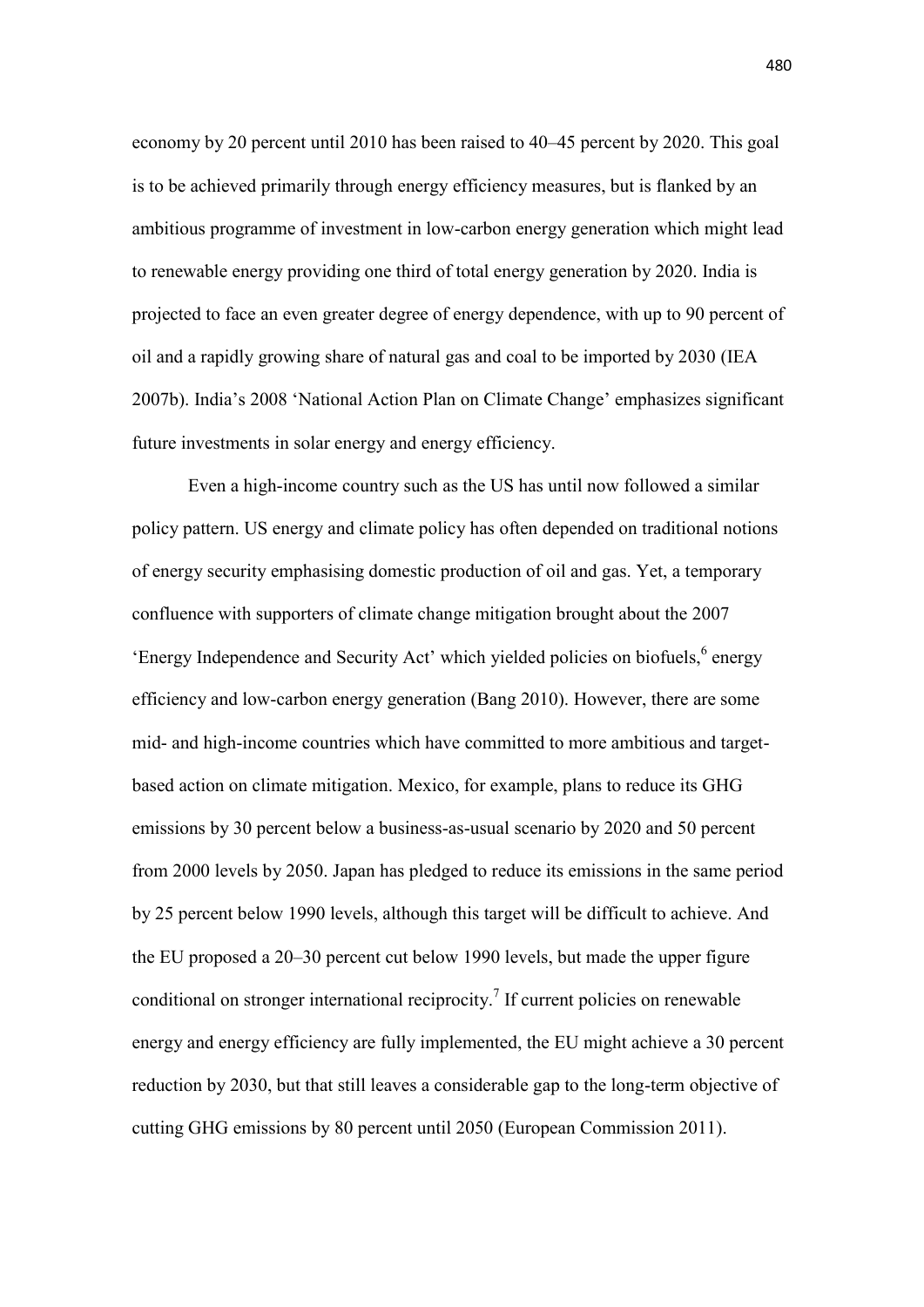economy by 20 percent until 2010 has been raised to 40–45 percent by 2020. This goal is to be achieved primarily through energy efficiency measures, but is flanked by an ambitious programme of investment in low-carbon energy generation which might lead to renewable energy providing one third of total energy generation by 2020. India is projected to face an even greater degree of energy dependence, with up to 90 percent of oil and a rapidly growing share of natural gas and coal to be imported by 2030 (IEA 2007b). India's 2008 'National Action Plan on Climate Change' emphasizes significant future investments in solar energy and energy efficiency.

Even a high-income country such as the US has until now followed a similar policy pattern. US energy and climate policy has often depended on traditional notions of energy security emphasising domestic production of oil and gas. Yet, a temporary confluence with supporters of climate change mitigation brought about the 2007 'Energy Independence and Security Act' which yielded policies on biofuels,[6] energy efficiency and low-carbon energy generation (Bang 2010). However, there are some mid- and high-income countries which have committed to more ambitious and target-based action on climate mitigation. Mexico, for example, plans to reduce its GHG emissions by 30 percent below a business-as-usual scenario by 2020 and 50 percent from 2000 levels by 2050. Japan has pledged to reduce its emissions in the same period by 25 percent below 1990 levels, although this target will be difficult to achieve. And the EU proposed a 20–30 percent cut below 1990 levels, but made the upper figure conditional on stronger international reciprocity.[7] If current policies on renewable energy and energy efficiency are fully implemented, the EU might achieve a 30 percent reduction by 2030, but that still leaves a considerable gap to the long-term objective of cutting GHG emissions by 80 percent until 2050 (European Commission 2011).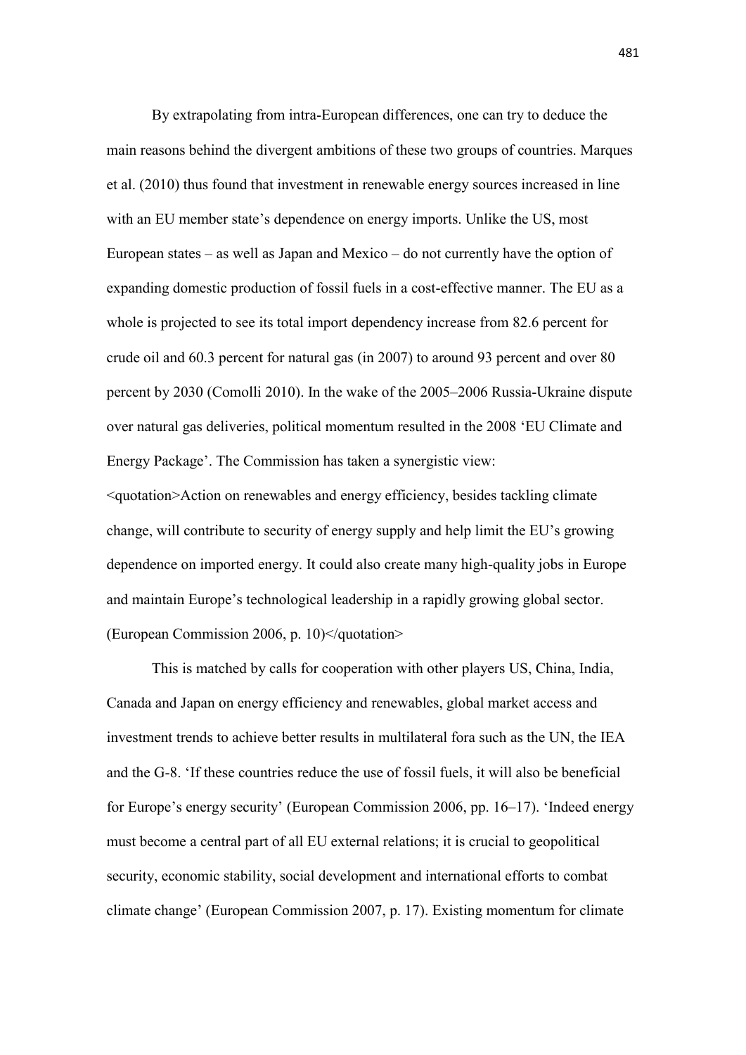By extrapolating from intra-European differences, one can try to deduce the main reasons behind the divergent ambitions of these two groups of countries. Marques et al. (2010) thus found that investment in renewable energy sources increased in line with an EU member state's dependence on energy imports. Unlike the US, most European states – as well as Japan and Mexico – do not currently have the option of expanding domestic production of fossil fuels in a cost-effective manner. The EU as a whole is projected to see its total import dependency increase from 82.6 percent for crude oil and 60.3 percent for natural gas (in 2007) to around 93 percent and over 80 percent by 2030 (Comolli 2010). In the wake of the 2005–2006 Russia-Ukraine dispute over natural gas deliveries, political momentum resulted in the 2008 'EU Climate and Energy Package'. The Commission has taken a synergistic view:

<quotation>Action on renewables and energy efficiency, besides tackling climate change, will contribute to security of energy supply and help limit the EU's growing dependence on imported energy. It could also create many high-quality jobs in Europe and maintain Europe's technological leadership in a rapidly growing global sector. (European Commission 2006, p. 10)</quotation>

This is matched by calls for cooperation with other players US, China, India, Canada and Japan on energy efficiency and renewables, global market access and investment trends to achieve better results in multilateral fora such as the UN, the IEA and the G-8. 'If these countries reduce the use of fossil fuels, it will also be beneficial for Europe's energy security' (European Commission 2006, pp. 16–17). 'Indeed energy must become a central part of all EU external relations; it is crucial to geopolitical security, economic stability, social development and international efforts to combat climate change' (European Commission 2007, p. 17). Existing momentum for climate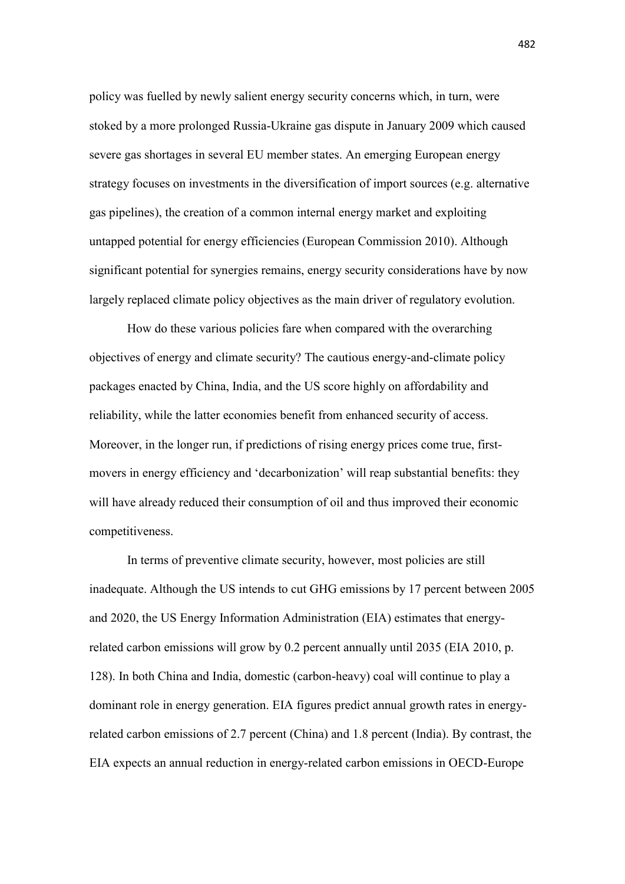policy was fuelled by newly salient energy security concerns which, in turn, were stoked by a more prolonged Russia-Ukraine gas dispute in January 2009 which caused severe gas shortages in several EU member states. An emerging European energy strategy focuses on investments in the diversification of import sources (e.g. alternative gas pipelines), the creation of a common internal energy market and exploiting untapped potential for energy efficiencies (European Commission 2010). Although significant potential for synergies remains, energy security considerations have by now largely replaced climate policy objectives as the main driver of regulatory evolution.

How do these various policies fare when compared with the overarching objectives of energy and climate security? The cautious energy-and-climate policy packages enacted by China, India, and the US score highly on affordability and reliability, while the latter economies benefit from enhanced security of access. Moreover, in the longer run, if predictions of rising energy prices come true, first-movers in energy efficiency and 'decarbonization' will reap substantial benefits: they will have already reduced their consumption of oil and thus improved their economic competitiveness.

In terms of preventive climate security, however, most policies are still inadequate. Although the US intends to cut GHG emissions by 17 percent between 2005 and 2020, the US Energy Information Administration (EIA) estimates that energy-related carbon emissions will grow by 0.2 percent annually until 2035 (EIA 2010, p. 128). In both China and India, domestic (carbon-heavy) coal will continue to play a dominant role in energy generation. EIA figures predict annual growth rates in energy-related carbon emissions of 2.7 percent (China) and 1.8 percent (India). By contrast, the EIA expects an annual reduction in energy-related carbon emissions in OECD-Europe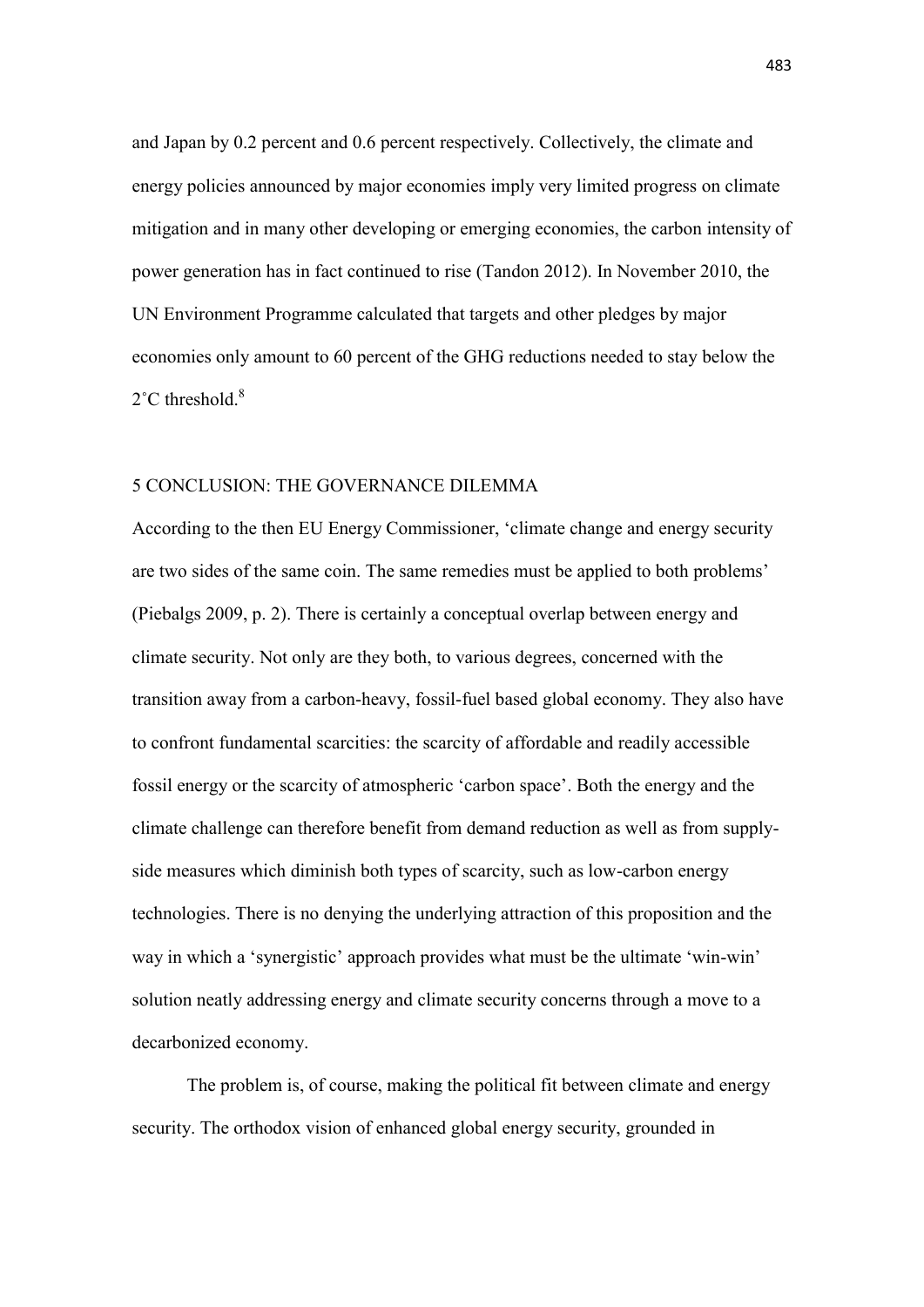and Japan by 0.2 percent and 0.6 percent respectively. Collectively, the climate and energy policies announced by major economies imply very limited progress on climate mitigation and in many other developing or emerging economies, the carbon intensity of power generation has in fact continued to rise (Tandon 2012). In November 2010, the UN Environment Programme calculated that targets and other pledges by major economies only amount to 60 percent of the GHG reductions needed to stay below the 2˚C threshold.[8]

## 5 CONCLUSION: THE GOVERNANCE DILEMMA

According to the then EU Energy Commissioner, 'climate change and energy security are two sides of the same coin. The same remedies must be applied to both problems' (Piebalgs 2009, p. 2). There is certainly a conceptual overlap between energy and climate security. Not only are they both, to various degrees, concerned with the transition away from a carbon-heavy, fossil-fuel based global economy. They also have to confront fundamental scarcities: the scarcity of affordable and readily accessible fossil energy or the scarcity of atmospheric 'carbon space'. Both the energy and the climate challenge can therefore benefit from demand reduction as well as from supply-side measures which diminish both types of scarcity, such as low-carbon energy technologies. There is no denying the underlying attraction of this proposition and the way in which a 'synergistic' approach provides what must be the ultimate 'win-win' solution neatly addressing energy and climate security concerns through a move to a decarbonized economy.

The problem is, of course, making the political fit between climate and energy security. The orthodox vision of enhanced global energy security, grounded in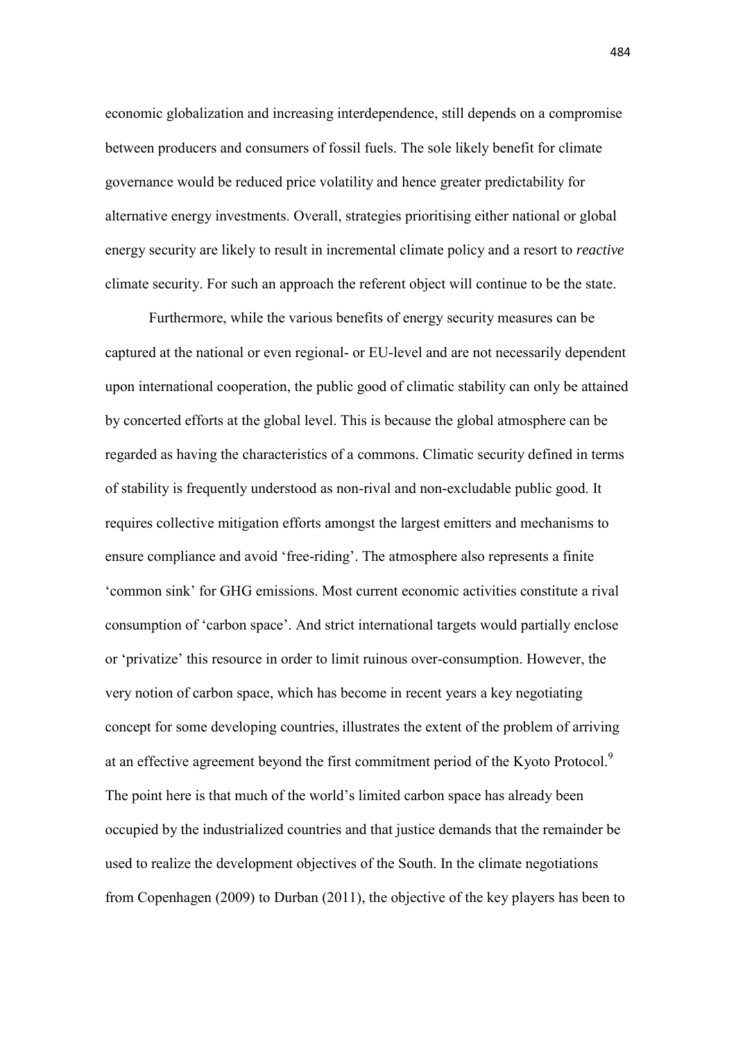economic globalization and increasing interdependence, still depends on a compromise between producers and consumers of fossil fuels. The sole likely benefit for climate governance would be reduced price volatility and hence greater predictability for alternative energy investments. Overall, strategies prioritising either national or global energy security are likely to result in incremental climate policy and a resort to *reactive* climate security. For such an approach the referent object will continue to be the state.

Furthermore, while the various benefits of energy security measures can be captured at the national or even regional- or EU-level and are not necessarily dependent upon international cooperation, the public good of climatic stability can only be attained by concerted efforts at the global level. This is because the global atmosphere can be regarded as having the characteristics of a commons. Climatic security defined in terms of stability is frequently understood as non-rival and non-excludable public good. It requires collective mitigation efforts amongst the largest emitters and mechanisms to ensure compliance and avoid 'free-riding'. The atmosphere also represents a finite 'common sink' for GHG emissions. Most current economic activities constitute a rival consumption of 'carbon space'. And strict international targets would partially enclose or 'privatize' this resource in order to limit ruinous over-consumption. However, the very notion of carbon space, which has become in recent years a key negotiating concept for some developing countries, illustrates the extent of the problem of arriving at an effective agreement beyond the first commitment period of the Kyoto Protocol.[9] The point here is that much of the world's limited carbon space has already been occupied by the industrialized countries and that justice demands that the remainder be used to realize the development objectives of the South. In the climate negotiations from Copenhagen (2009) to Durban (2011), the objective of the key players has been to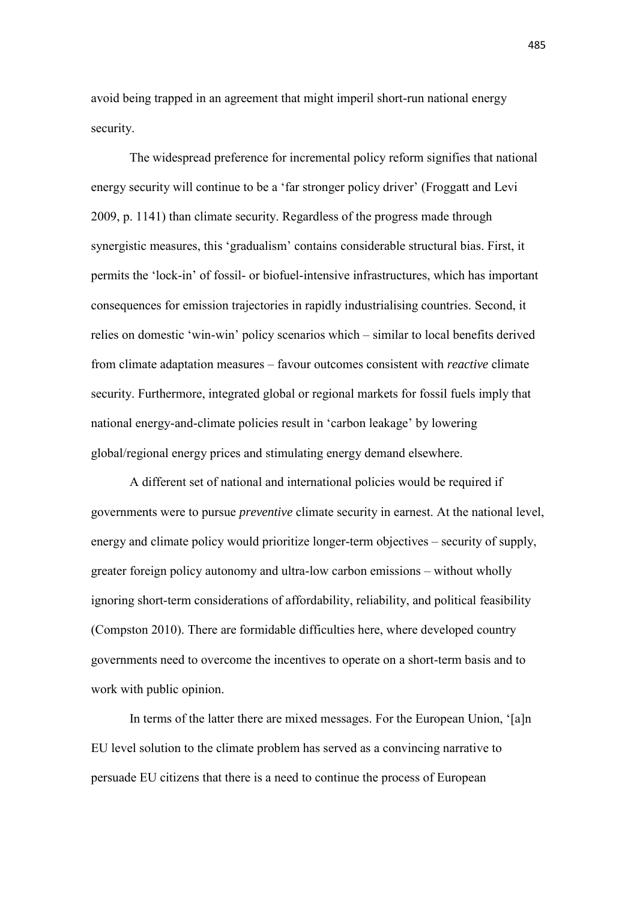avoid being trapped in an agreement that might imperil short-run national energy security.

The widespread preference for incremental policy reform signifies that national energy security will continue to be a 'far stronger policy driver' (Froggatt and Levi 2009, p. 1141) than climate security. Regardless of the progress made through synergistic measures, this 'gradualism' contains considerable structural bias. First, it permits the 'lock-in' of fossil- or biofuel-intensive infrastructures, which has important consequences for emission trajectories in rapidly industrialising countries. Second, it relies on domestic 'win-win' policy scenarios which – similar to local benefits derived from climate adaptation measures – favour outcomes consistent with *reactive* climate security. Furthermore, integrated global or regional markets for fossil fuels imply that national energy-and-climate policies result in 'carbon leakage' by lowering global/regional energy prices and stimulating energy demand elsewhere.

A different set of national and international policies would be required if governments were to pursue *preventive* climate security in earnest. At the national level, energy and climate policy would prioritize longer-term objectives – security of supply, greater foreign policy autonomy and ultra-low carbon emissions – without wholly ignoring short-term considerations of affordability, reliability, and political feasibility (Compston 2010). There are formidable difficulties here, where developed country governments need to overcome the incentives to operate on a short-term basis and to work with public opinion.

In terms of the latter there are mixed messages. For the European Union, '[a]n EU level solution to the climate problem has served as a convincing narrative to persuade EU citizens that there is a need to continue the process of European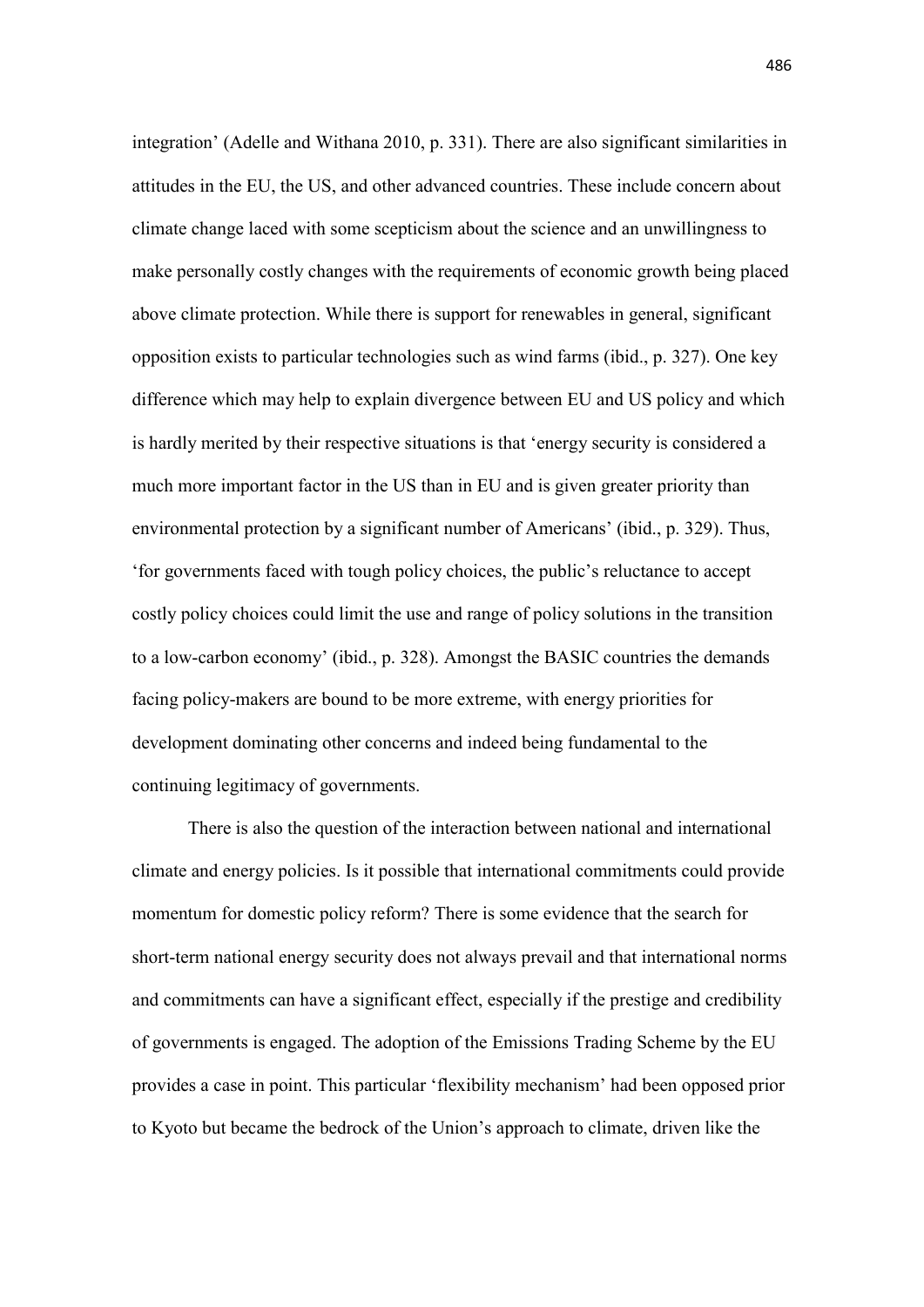integration' (Adelle and Withana 2010, p. 331). There are also significant similarities in attitudes in the EU, the US, and other advanced countries. These include concern about climate change laced with some scepticism about the science and an unwillingness to make personally costly changes with the requirements of economic growth being placed above climate protection. While there is support for renewables in general, significant opposition exists to particular technologies such as wind farms (ibid., p. 327). One key difference which may help to explain divergence between EU and US policy and which is hardly merited by their respective situations is that 'energy security is considered a much more important factor in the US than in EU and is given greater priority than environmental protection by a significant number of Americans' (ibid., p. 329). Thus, 'for governments faced with tough policy choices, the public's reluctance to accept costly policy choices could limit the use and range of policy solutions in the transition to a low-carbon economy' (ibid., p. 328). Amongst the BASIC countries the demands facing policy-makers are bound to be more extreme, with energy priorities for development dominating other concerns and indeed being fundamental to the continuing legitimacy of governments.

There is also the question of the interaction between national and international climate and energy policies. Is it possible that international commitments could provide momentum for domestic policy reform? There is some evidence that the search for short-term national energy security does not always prevail and that international norms and commitments can have a significant effect, especially if the prestige and credibility of governments is engaged. The adoption of the Emissions Trading Scheme by the EU provides a case in point. This particular 'flexibility mechanism' had been opposed prior to Kyoto but became the bedrock of the Union's approach to climate, driven like the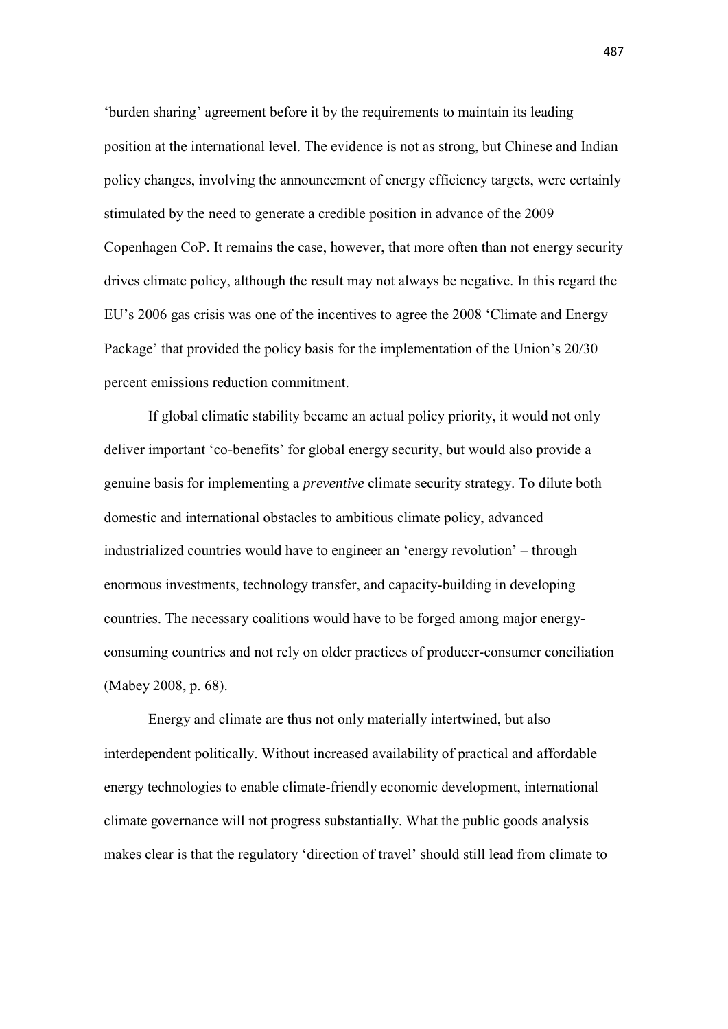'burden sharing' agreement before it by the requirements to maintain its leading position at the international level. The evidence is not as strong, but Chinese and Indian policy changes, involving the announcement of energy efficiency targets, were certainly stimulated by the need to generate a credible position in advance of the 2009 Copenhagen CoP. It remains the case, however, that more often than not energy security drives climate policy, although the result may not always be negative. In this regard the EU's 2006 gas crisis was one of the incentives to agree the 2008 'Climate and Energy Package' that provided the policy basis for the implementation of the Union's 20/30 percent emissions reduction commitment.

If global climatic stability became an actual policy priority, it would not only deliver important 'co-benefits' for global energy security, but would also provide a genuine basis for implementing a *preventive* climate security strategy. To dilute both domestic and international obstacles to ambitious climate policy, advanced industrialized countries would have to engineer an 'energy revolution' – through enormous investments, technology transfer, and capacity-building in developing countries. The necessary coalitions would have to be forged among major energy-consuming countries and not rely on older practices of producer-consumer conciliation (Mabey 2008, p. 68).

Energy and climate are thus not only materially intertwined, but also interdependent politically. Without increased availability of practical and affordable energy technologies to enable climate-friendly economic development, international climate governance will not progress substantially. What the public goods analysis makes clear is that the regulatory 'direction of travel' should still lead from climate to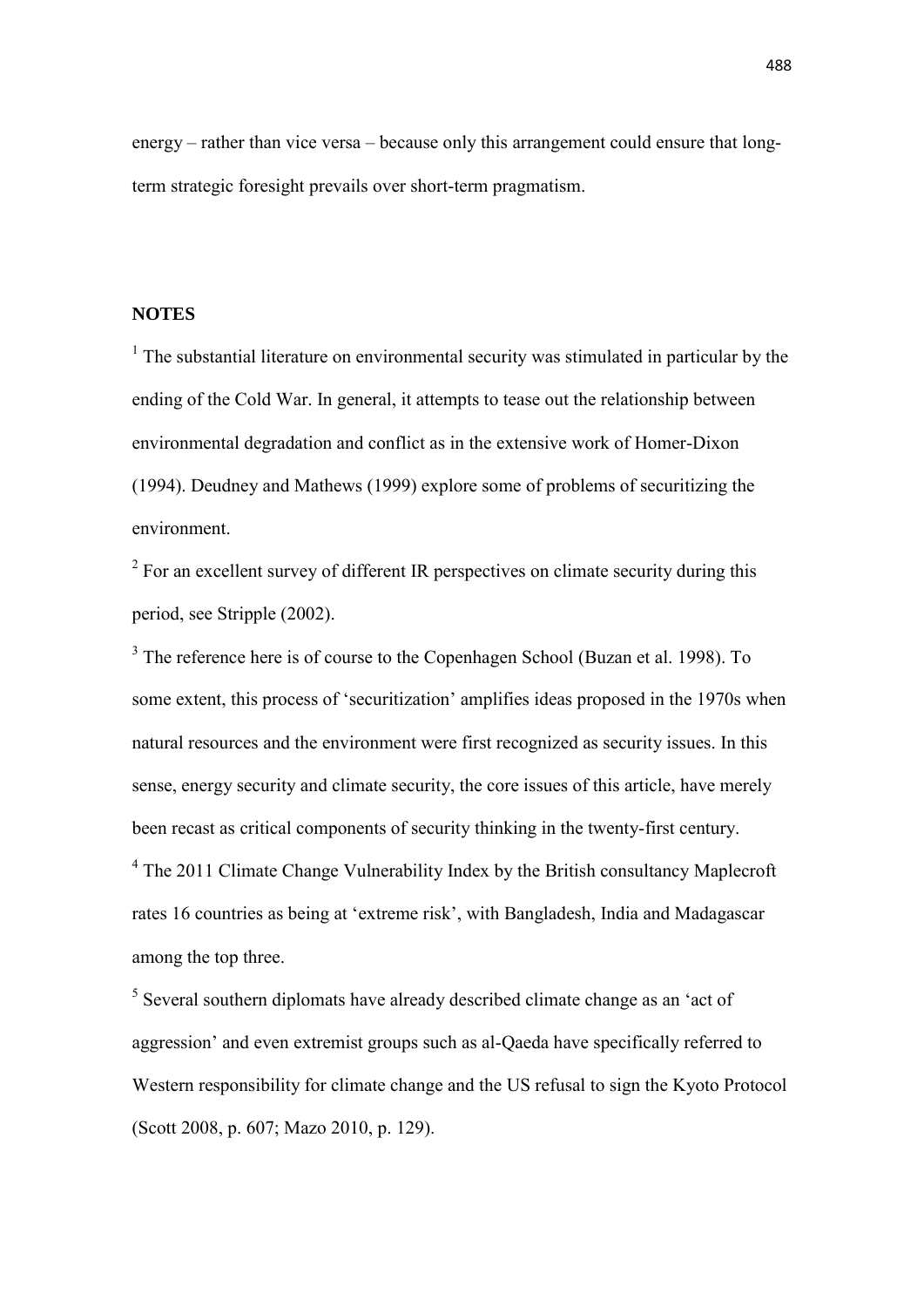energy – rather than vice versa – because only this arrangement could ensure that long-term strategic foresight prevails over short-term pragmatism.

## NOTES

[1] The substantial literature on environmental security was stimulated in particular by the ending of the Cold War. In general, it attempts to tease out the relationship between environmental degradation and conflict as in the extensive work of Homer-Dixon (1994). Deudney and Mathews (1999) explore some of problems of securitizing the environment.

[2] For an excellent survey of different IR perspectives on climate security during this period, see Stripple (2002).

[3] The reference here is of course to the Copenhagen School (Buzan et al. 1998). To some extent, this process of 'securitization' amplifies ideas proposed in the 1970s when natural resources and the environment were first recognized as security issues. In this sense, energy security and climate security, the core issues of this article, have merely been recast as critical components of security thinking in the twenty-first century.

[4] The 2011 Climate Change Vulnerability Index by the British consultancy Maplecroft rates 16 countries as being at 'extreme risk', with Bangladesh, India and Madagascar among the top three.

[5] Several southern diplomats have already described climate change as an 'act of aggression' and even extremist groups such as al-Qaeda have specifically referred to Western responsibility for climate change and the US refusal to sign the Kyoto Protocol (Scott 2008, p. 607; Mazo 2010, p. 129).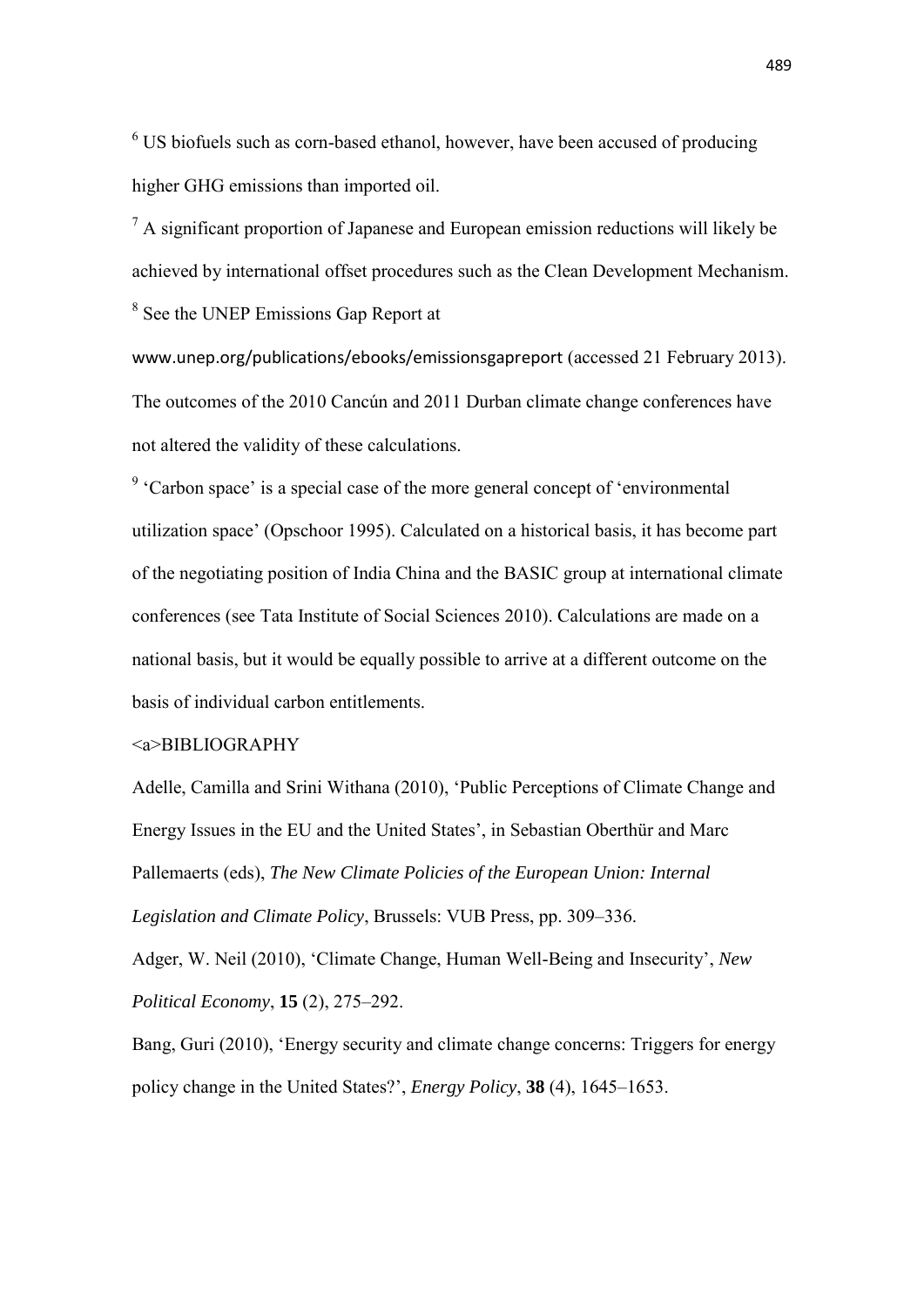[6] US biofuels such as corn-based ethanol, however, have been accused of producing higher GHG emissions than imported oil.

[7] A significant proportion of Japanese and European emission reductions will likely be achieved by international offset procedures such as the Clean Development Mechanism.

[8] See the UNEP Emissions Gap Report at www.unep.org/publications/ebooks/emissionsgapreport (accessed 21 February 2013). The outcomes of the 2010 Cancún and 2011 Durban climate change conferences have not altered the validity of these calculations.

[9] 'Carbon space' is a special case of the more general concept of 'environmental utilization space' (Opschoor 1995). Calculated on a historical basis, it has become part of the negotiating position of India China and the BASIC group at international climate conferences (see Tata Institute of Social Sciences 2010). Calculations are made on a national basis, but it would be equally possible to arrive at a different outcome on the basis of individual carbon entitlements.

<a>BIBLIOGRAPHY

Adelle, Camilla and Srini Withana (2010), 'Public Perceptions of Climate Change and Energy Issues in the EU and the United States', in Sebastian Oberthür and Marc Pallemaerts (eds), *The New Climate Policies of the European Union: Internal Legislation and Climate Policy*, Brussels: VUB Press, pp. 309–336.

Adger, W. Neil (2010), 'Climate Change, Human Well-Being and Insecurity', *New Political Economy*, **15** (2), 275–292.

Bang, Guri (2010), 'Energy security and climate change concerns: Triggers for energy policy change in the United States?', *Energy Policy*, **38** (4), 1645–1653.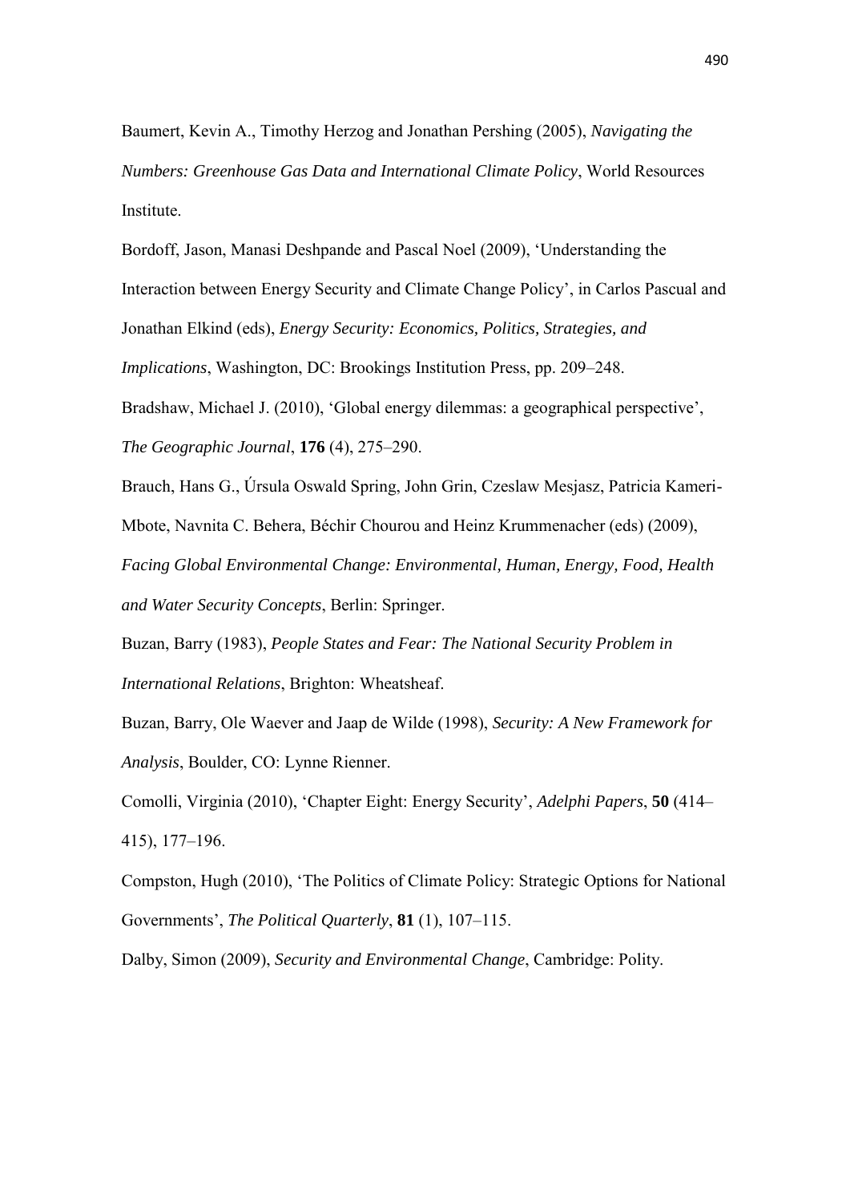Baumert, Kevin A., Timothy Herzog and Jonathan Pershing (2005), *Navigating the Numbers: Greenhouse Gas Data and International Climate Policy*, World Resources Institute.

Bordoff, Jason, Manasi Deshpande and Pascal Noel (2009), 'Understanding the Interaction between Energy Security and Climate Change Policy', in Carlos Pascual and Jonathan Elkind (eds), *Energy Security: Economics, Politics, Strategies, and Implications*, Washington, DC: Brookings Institution Press, pp. 209–248.

Bradshaw, Michael J. (2010), 'Global energy dilemmas: a geographical perspective', *The Geographic Journal*, **176** (4), 275–290.

Brauch, Hans G., Úrsula Oswald Spring, John Grin, Czeslaw Mesjasz, Patricia Kameri-Mbote, Navnita C. Behera, Béchir Chourou and Heinz Krummenacher (eds) (2009), *Facing Global Environmental Change: Environmental, Human, Energy, Food, Health and Water Security Concepts*, Berlin: Springer.

Buzan, Barry (1983), *People States and Fear: The National Security Problem in International Relations*, Brighton: Wheatsheaf.

Buzan, Barry, Ole Waever and Jaap de Wilde (1998), *Security: A New Framework for Analysis*, Boulder, CO: Lynne Rienner.

Comolli, Virginia (2010), 'Chapter Eight: Energy Security', *Adelphi Papers*, **50** (414–415), 177–196.

Compston, Hugh (2010), 'The Politics of Climate Policy: Strategic Options for National Governments', *The Political Quarterly*, **81** (1), 107–115.

Dalby, Simon (2009), *Security and Environmental Change*, Cambridge: Polity.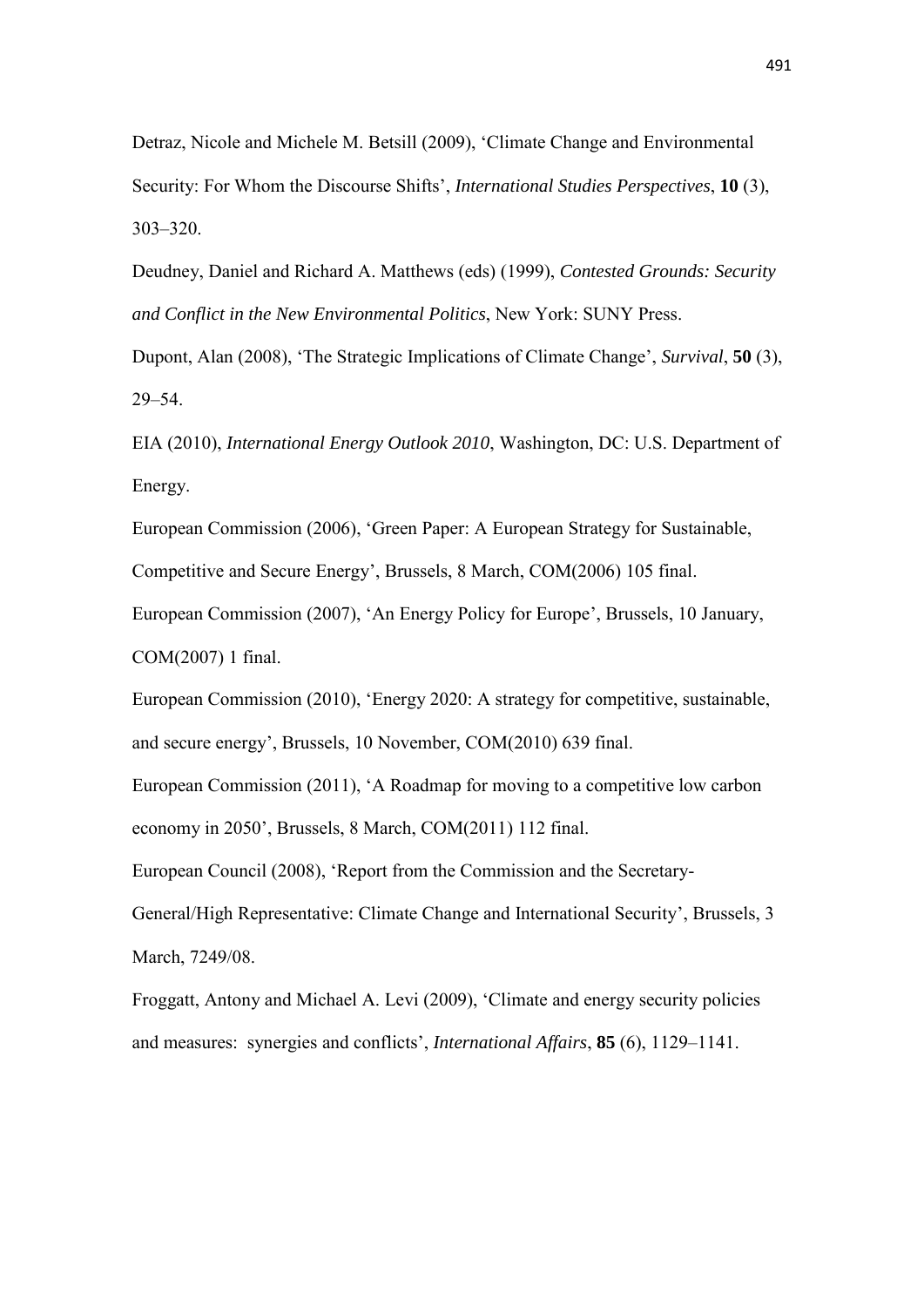Detraz, Nicole and Michele M. Betsill (2009), 'Climate Change and Environmental Security: For Whom the Discourse Shifts', *International Studies Perspectives*, **10** (3), 303–320.

Deudney, Daniel and Richard A. Matthews (eds) (1999), *Contested Grounds: Security and Conflict in the New Environmental Politics*, New York: SUNY Press.

Dupont, Alan (2008), 'The Strategic Implications of Climate Change', *Survival*, **50** (3), 29–54.

EIA (2010), *International Energy Outlook 2010*, Washington, DC: U.S. Department of Energy.

European Commission (2006), 'Green Paper: A European Strategy for Sustainable, Competitive and Secure Energy', Brussels, 8 March, COM(2006) 105 final.

European Commission (2007), 'An Energy Policy for Europe', Brussels, 10 January, COM(2007) 1 final.

European Commission (2010), 'Energy 2020: A strategy for competitive, sustainable, and secure energy', Brussels, 10 November, COM(2010) 639 final.

European Commission (2011), 'A Roadmap for moving to a competitive low carbon economy in 2050', Brussels, 8 March, COM(2011) 112 final.

European Council (2008), 'Report from the Commission and the Secretary-General/High Representative: Climate Change and International Security', Brussels, 3 March, 7249/08.

Froggatt, Antony and Michael A. Levi (2009), 'Climate and energy security policies and measures: synergies and conflicts', *International Affairs*, **85** (6), 1129–1141.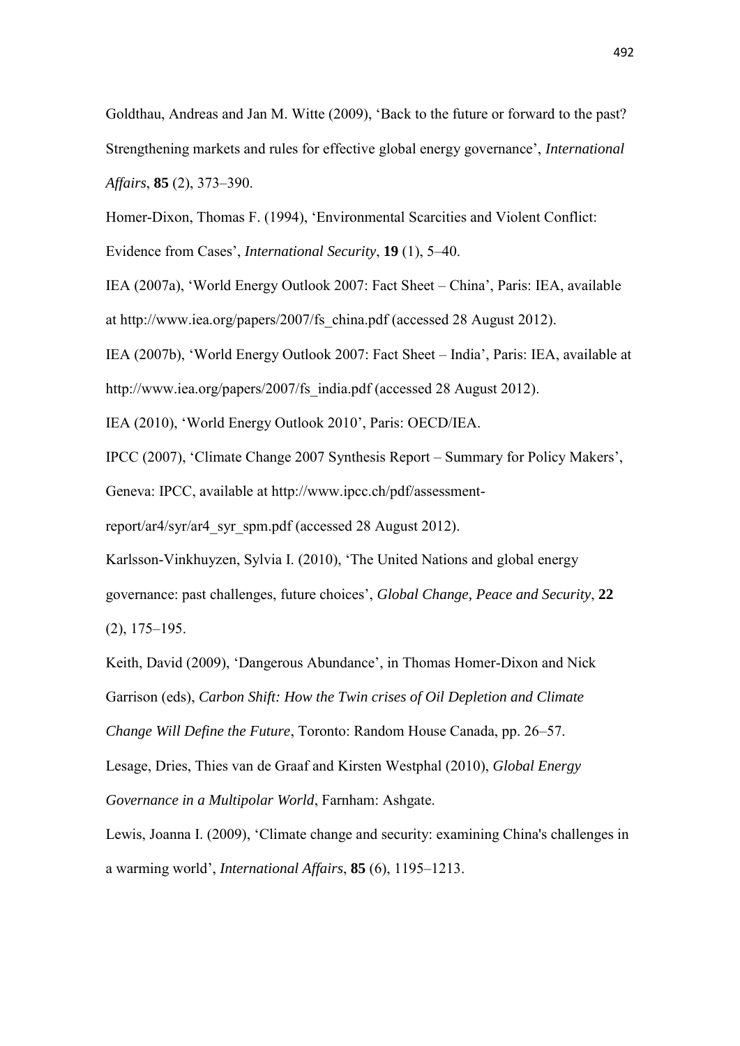Goldthau, Andreas and Jan M. Witte (2009), 'Back to the future or forward to the past? Strengthening markets and rules for effective global energy governance', *International Affairs*, **85** (2), 373–390.

Homer-Dixon, Thomas F. (1994), 'Environmental Scarcities and Violent Conflict: Evidence from Cases', *International Security*, **19** (1), 5–40.

IEA (2007a), 'World Energy Outlook 2007: Fact Sheet – China', Paris: IEA, available at http://www.iea.org/papers/2007/fs_china.pdf (accessed 28 August 2012).

IEA (2007b), 'World Energy Outlook 2007: Fact Sheet – India', Paris: IEA, available at http://www.iea.org/papers/2007/fs_india.pdf (accessed 28 August 2012).

IEA (2010), 'World Energy Outlook 2010', Paris: OECD/IEA.

IPCC (2007), 'Climate Change 2007 Synthesis Report – Summary for Policy Makers', Geneva: IPCC, available at http://www.ipcc.ch/pdf/assessment-report/ar4/syr/ar4_syr_spm.pdf (accessed 28 August 2012).

Karlsson-Vinkhuyzen, Sylvia I. (2010), 'The United Nations and global energy governance: past challenges, future choices', *Global Change, Peace and Security*, **22** (2), 175–195.

Keith, David (2009), 'Dangerous Abundance', in Thomas Homer-Dixon and Nick Garrison (eds), *Carbon Shift: How the Twin crises of Oil Depletion and Climate Change Will Define the Future*, Toronto: Random House Canada, pp. 26–57.

Lesage, Dries, Thies van de Graaf and Kirsten Westphal (2010), *Global Energy Governance in a Multipolar World*, Farnham: Ashgate.

Lewis, Joanna I. (2009), 'Climate change and security: examining China's challenges in a warming world', *International Affairs*, **85** (6), 1195–1213.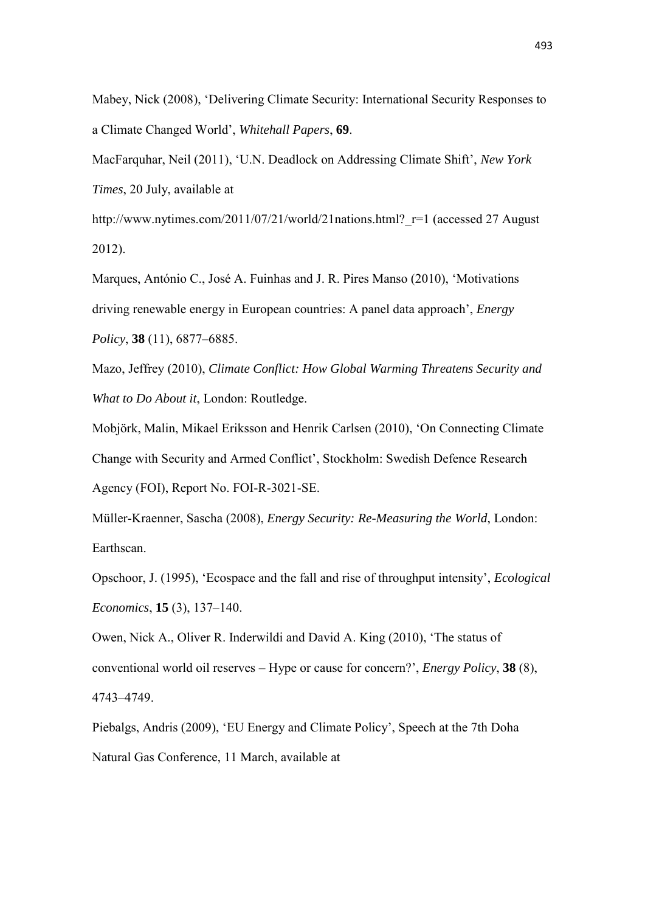Mabey, Nick (2008), 'Delivering Climate Security: International Security Responses to a Climate Changed World', *Whitehall Papers*, **69**.

MacFarquhar, Neil (2011), 'U.N. Deadlock on Addressing Climate Shift', *New York Times*, 20 July, available at http://www.nytimes.com/2011/07/21/world/21nations.html?_r=1 (accessed 27 August 2012).

Marques, António C., José A. Fuinhas and J. R. Pires Manso (2010), 'Motivations driving renewable energy in European countries: A panel data approach', *Energy Policy*, **38** (11), 6877–6885.

Mazo, Jeffrey (2010), *Climate Conflict: How Global Warming Threatens Security and What to Do About it*, London: Routledge.

Mobjörk, Malin, Mikael Eriksson and Henrik Carlsen (2010), 'On Connecting Climate Change with Security and Armed Conflict', Stockholm: Swedish Defence Research Agency (FOI), Report No. FOI-R-3021-SE.

Müller-Kraenner, Sascha (2008), *Energy Security: Re-Measuring the World*, London: Earthscan.

Opschoor, J. (1995), 'Ecospace and the fall and rise of throughput intensity', *Ecological Economics*, **15** (3), 137–140.

Owen, Nick A., Oliver R. Inderwildi and David A. King (2010), 'The status of conventional world oil reserves – Hype or cause for concern?', *Energy Policy*, **38** (8), 4743–4749.

Piebalgs, Andris (2009), 'EU Energy and Climate Policy', Speech at the 7th Doha Natural Gas Conference, 11 March, available at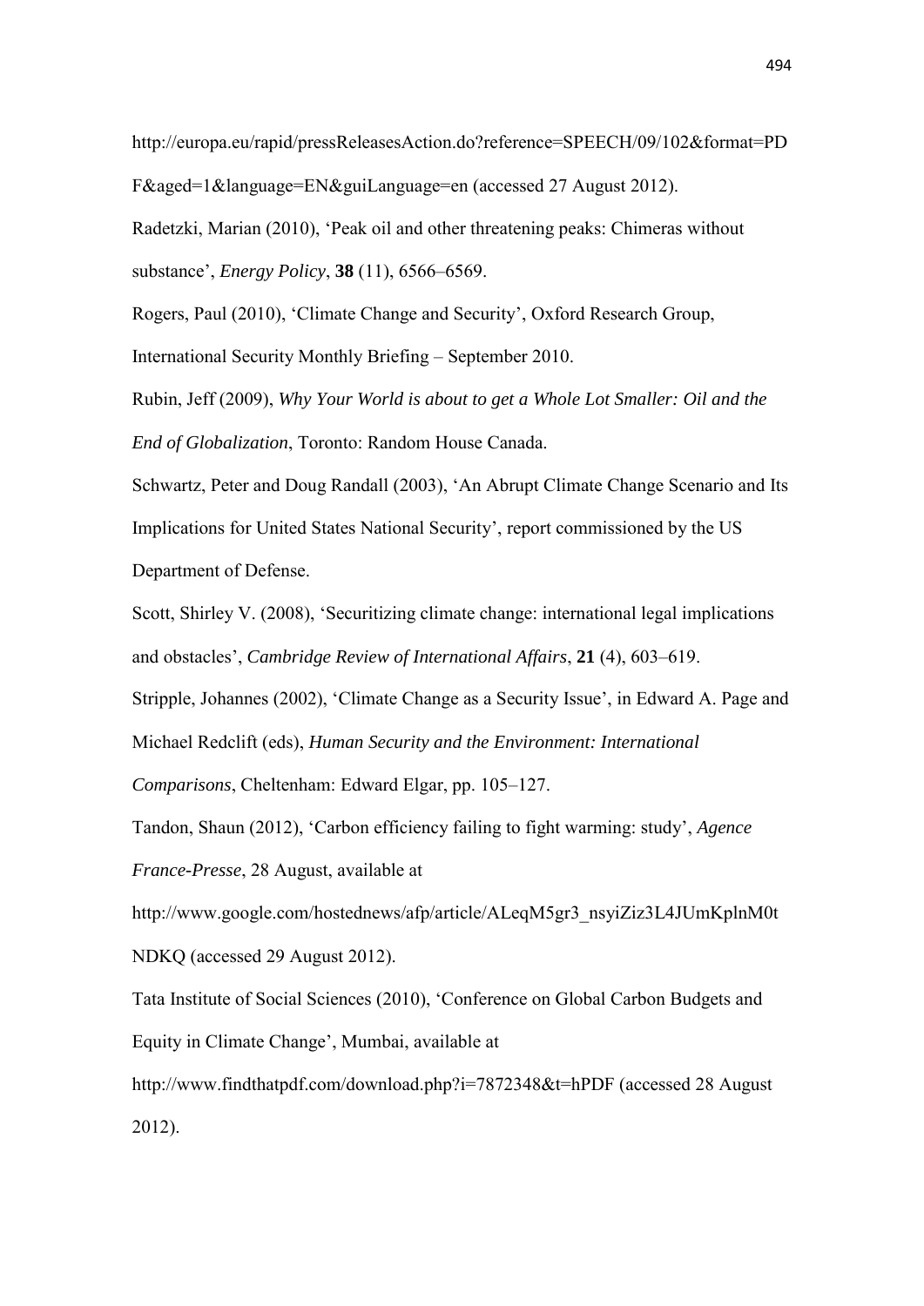http://europa.eu/rapid/pressReleasesAction.do?reference=SPEECH/09/102&format=PDF&aged=1&language=EN&guiLanguage=en (accessed 27 August 2012).

Radetzki, Marian (2010), 'Peak oil and other threatening peaks: Chimeras without substance', *Energy Policy*, **38** (11), 6566–6569.

Rogers, Paul (2010), 'Climate Change and Security', Oxford Research Group, International Security Monthly Briefing – September 2010.

Rubin, Jeff (2009), *Why Your World is about to get a Whole Lot Smaller: Oil and the End of Globalization*, Toronto: Random House Canada.

Schwartz, Peter and Doug Randall (2003), 'An Abrupt Climate Change Scenario and Its Implications for United States National Security', report commissioned by the US Department of Defense.

Scott, Shirley V. (2008), 'Securitizing climate change: international legal implications and obstacles', *Cambridge Review of International Affairs*, **21** (4), 603–619.

Stripple, Johannes (2002), 'Climate Change as a Security Issue', in Edward A. Page and Michael Redclift (eds), *Human Security and the Environment: International Comparisons*, Cheltenham: Edward Elgar, pp. 105–127.

Tandon, Shaun (2012), 'Carbon efficiency failing to fight warming: study', *Agence France-Presse*, 28 August, available at http://www.google.com/hostednews/afp/article/ALeqM5gr3_nsyiZiz3L4JUmKplnM0tNDKQ (accessed 29 August 2012).

Tata Institute of Social Sciences (2010), 'Conference on Global Carbon Budgets and Equity in Climate Change', Mumbai, available at http://www.findthatpdf.com/download.php?i=7872348&t=hPDF (accessed 28 August 2012).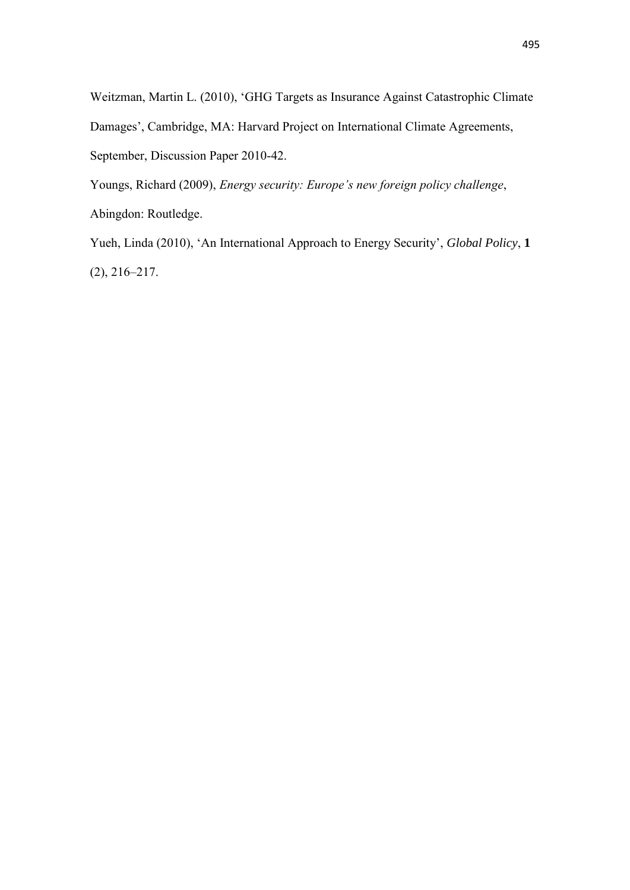Weitzman, Martin L. (2010), 'GHG Targets as Insurance Against Catastrophic Climate Damages', Cambridge, MA: Harvard Project on International Climate Agreements, September, Discussion Paper 2010-42.

Youngs, Richard (2009), *Energy security: Europe's new foreign policy challenge*, Abingdon: Routledge.

Yueh, Linda (2010), 'An International Approach to Energy Security', *Global Policy*, **1** (2), 216–217.